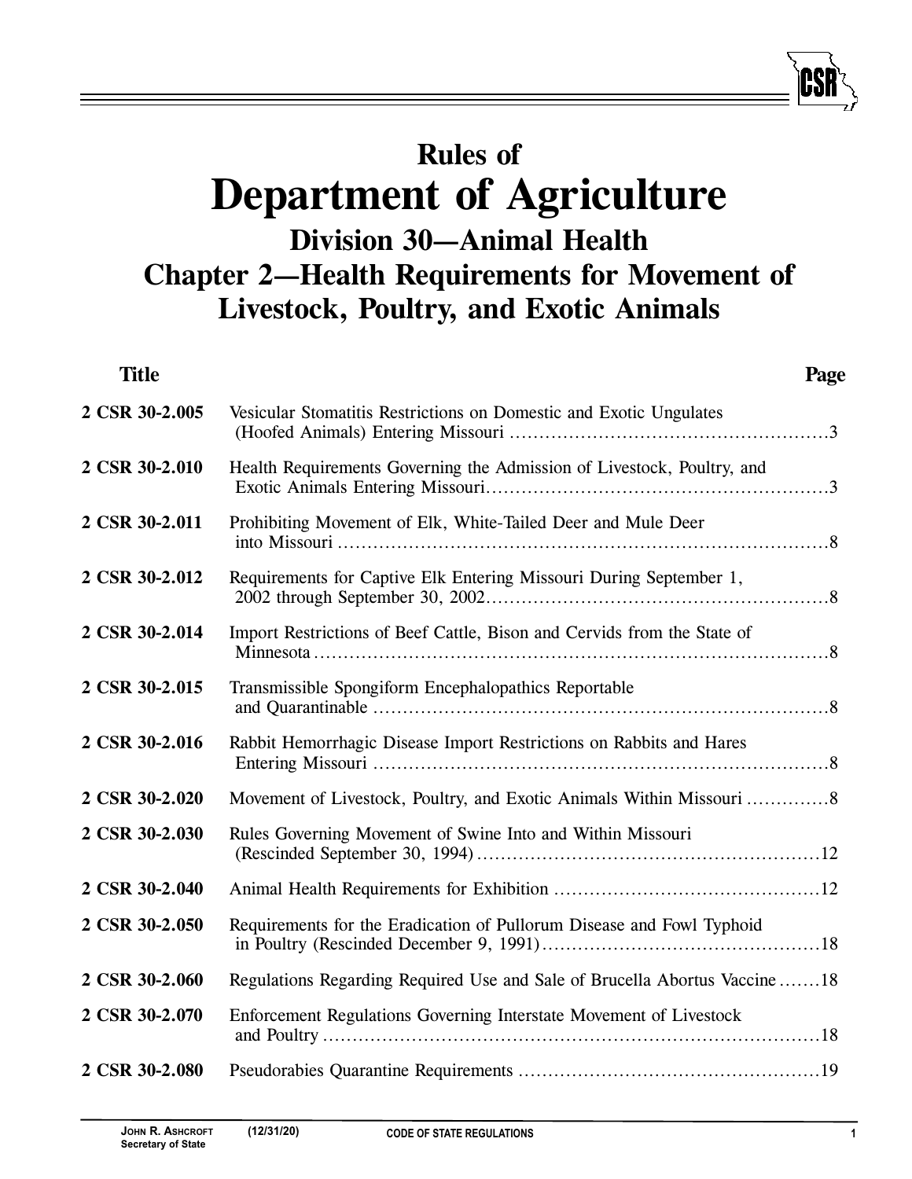# Rules of
# Department of Agriculture
## Division 30—Animal Health
## Chapter 2—Health Requirements for Movement of Livestock, Poultry, and Exotic Animals

| Title | | Page |
|---|---|---|
| **2 CSR 30-2.005** | Vesicular Stomatitis Restrictions on Domestic and Exotic Ungulates (Hoofed Animals) Entering Missouri | 3 |
| **2 CSR 30-2.010** | Health Requirements Governing the Admission of Livestock, Poultry, and Exotic Animals Entering Missouri | 3 |
| **2 CSR 30-2.011** | Prohibiting Movement of Elk, White-Tailed Deer and Mule Deer into Missouri | 8 |
| **2 CSR 30-2.012** | Requirements for Captive Elk Entering Missouri During September 1, 2002 through September 30, 2002 | 8 |
| **2 CSR 30-2.014** | Import Restrictions of Beef Cattle, Bison and Cervids from the State of Minnesota | 8 |
| **2 CSR 30-2.015** | Transmissible Spongiform Encephalopathics Reportable and Quarantinable | 8 |
| **2 CSR 30-2.016** | Rabbit Hemorrhagic Disease Import Restrictions on Rabbits and Hares Entering Missouri | 8 |
| **2 CSR 30-2.020** | Movement of Livestock, Poultry, and Exotic Animals Within Missouri | 8 |
| **2 CSR 30-2.030** | Rules Governing Movement of Swine Into and Within Missouri (Rescinded September 30, 1994) | 12 |
| **2 CSR 30-2.040** | Animal Health Requirements for Exhibition | 12 |
| **2 CSR 30-2.050** | Requirements for the Eradication of Pullorum Disease and Fowl Typhoid in Poultry (Rescinded December 9, 1991) | 18 |
| **2 CSR 30-2.060** | Regulations Regarding Required Use and Sale of Brucella Abortus Vaccine | 18 |
| **2 CSR 30-2.070** | Enforcement Regulations Governing Interstate Movement of Livestock and Poultry | 18 |
| **2 CSR 30-2.080** | Pseudorabies Quarantine Requirements | 19 |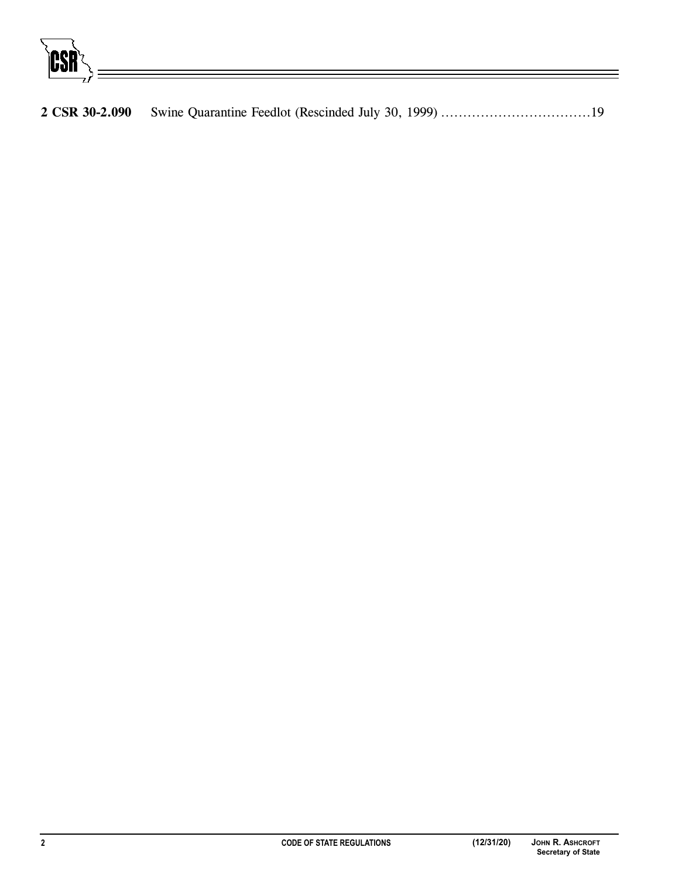**2 CSR 30-2.090** Swine Quarantine Feedlot (Rescinded July 30, 1999) ..................................19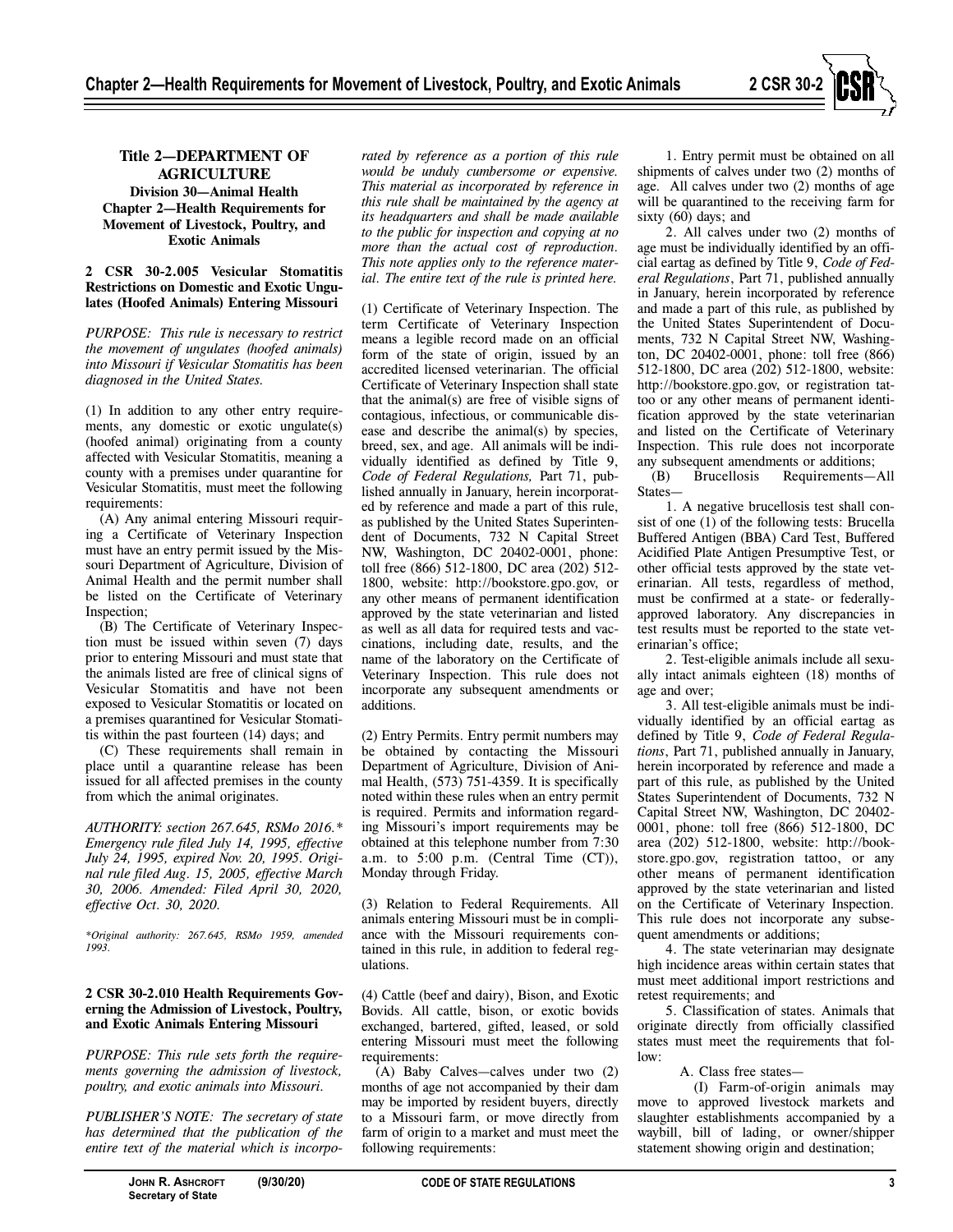# Title 2—DEPARTMENT OF AGRICULTURE
## Division 30—Animal Health
## Chapter 2—Health Requirements for Movement of Livestock, Poultry, and Exotic Animals

**2 CSR 30-2.005 Vesicular Stomatitis Restrictions on Domestic and Exotic Ungulates (Hoofed Animals) Entering Missouri**

*PURPOSE: This rule is necessary to restrict the movement of ungulates (hoofed animals) into Missouri if Vesicular Stomatitis has been diagnosed in the United States.*

(1) In addition to any other entry requirements, any domestic or exotic ungulate(s) (hoofed animal) originating from a county affected with Vesicular Stomatitis, meaning a county with a premises under quarantine for Vesicular Stomatitis, must meet the following requirements:

(A) Any animal entering Missouri requiring a Certificate of Veterinary Inspection must have an entry permit issued by the Missouri Department of Agriculture, Division of Animal Health and the permit number shall be listed on the Certificate of Veterinary Inspection;

(B) The Certificate of Veterinary Inspection must be issued within seven (7) days prior to entering Missouri and must state that the animals listed are free of clinical signs of Vesicular Stomatitis and have not been exposed to Vesicular Stomatitis or located on a premises quarantined for Vesicular Stomatitis within the past fourteen (14) days; and

(C) These requirements shall remain in place until a quarantine release has been issued for all affected premises in the county from which the animal originates.

*AUTHORITY: section 267.645, RSMo 2016.\* Emergency rule filed July 14, 1995, effective July 24, 1995, expired Nov. 20, 1995. Original rule filed Aug. 15, 2005, effective March 30, 2006. Amended: Filed April 30, 2020, effective Oct. 30, 2020.*

*\*Original authority: 267.645, RSMo 1959, amended 1993.*

**2 CSR 30-2.010 Health Requirements Governing the Admission of Livestock, Poultry, and Exotic Animals Entering Missouri**

*PURPOSE: This rule sets forth the requirements governing the admission of livestock, poultry, and exotic animals into Missouri.*

*PUBLISHER'S NOTE: The secretary of state has determined that the publication of the entire text of the material which is incorporated by reference as a portion of this rule would be unduly cumbersome or expensive. This material as incorporated by reference in this rule shall be maintained by the agency at its headquarters and shall be made available to the public for inspection and copying at no more than the actual cost of reproduction. This note applies only to the reference material. The entire text of the rule is printed here.*

(1) Certificate of Veterinary Inspection. The term Certificate of Veterinary Inspection means a legible record made on an official form of the state of origin, issued by an accredited licensed veterinarian. The official Certificate of Veterinary Inspection shall state that the animal(s) are free of visible signs of contagious, infectious, or communicable disease and describe the animal(s) by species, breed, sex, and age. All animals will be individually identified as defined by Title 9, *Code of Federal Regulations,* Part 71, published annually in January, herein incorporated by reference and made a part of this rule, as published by the United States Superintendent of Documents, 732 N Capital Street NW, Washington, DC 20402-0001, phone: toll free (866) 512-1800, DC area (202) 512-1800, website: http://bookstore.gpo.gov, or any other means of permanent identification approved by the state veterinarian and listed as well as all data for required tests and vaccinations, including date, results, and the name of the laboratory on the Certificate of Veterinary Inspection. This rule does not incorporate any subsequent amendments or additions.

(2) Entry Permits. Entry permit numbers may be obtained by contacting the Missouri Department of Agriculture, Division of Animal Health, (573) 751-4359. It is specifically noted within these rules when an entry permit is required. Permits and information regarding Missouri's import requirements may be obtained at this telephone number from 7:30 a.m. to 5:00 p.m. (Central Time (CT)), Monday through Friday.

(3) Relation to Federal Requirements. All animals entering Missouri must be in compliance with the Missouri requirements contained in this rule, in addition to federal regulations.

(4) Cattle (beef and dairy), Bison, and Exotic Bovids. All cattle, bison, or exotic bovids exchanged, bartered, gifted, leased, or sold entering Missouri must meet the following requirements:

(A) Baby Calves—calves under two (2) months of age not accompanied by their dam may be imported by resident buyers, directly to a Missouri farm, or move directly from farm of origin to a market and must meet the following requirements:

1. Entry permit must be obtained on all shipments of calves under two (2) months of age. All calves under two (2) months of age will be quarantined to the receiving farm for sixty (60) days; and

2. All calves under two (2) months of age must be individually identified by an official eartag as defined by Title 9, *Code of Federal Regulations*, Part 71, published annually in January, herein incorporated by reference and made a part of this rule, as published by the United States Superintendent of Documents, 732 N Capital Street NW, Washington, DC 20402-0001, phone: toll free (866) 512-1800, DC area (202) 512-1800, website: http://bookstore.gpo.gov, or registration tattoo or any other means of permanent identification approved by the state veterinarian and listed on the Certificate of Veterinary Inspection. This rule does not incorporate any subsequent amendments or additions;

(B) Brucellosis Requirements—All States—

1. A negative brucellosis test shall consist of one (1) of the following tests: Brucella Buffered Antigen (BBA) Card Test, Buffered Acidified Plate Antigen Presumptive Test, or other official tests approved by the state veterinarian. All tests, regardless of method, must be confirmed at a state- or federally-approved laboratory. Any discrepancies in test results must be reported to the state veterinarian's office;

2. Test-eligible animals include all sexually intact animals eighteen (18) months of age and over;

3. All test-eligible animals must be individually identified by an official eartag as defined by Title 9, *Code of Federal Regulations*, Part 71, published annually in January, herein incorporated by reference and made a part of this rule, as published by the United States Superintendent of Documents, 732 N Capital Street NW, Washington, DC 20402-0001, phone: toll free (866) 512-1800, DC area (202) 512-1800, website: http://bookstore.gpo.gov, registration tattoo, or any other means of permanent identification approved by the state veterinarian and listed on the Certificate of Veterinary Inspection. This rule does not incorporate any subsequent amendments or additions;

4. The state veterinarian may designate high incidence areas within certain states that must meet additional import restrictions and retest requirements; and

5. Classification of states. Animals that originate directly from officially classified states must meet the requirements that follow:

A. Class free states—

(I) Farm-of-origin animals may move to approved livestock markets and slaughter establishments accompanied by a waybill, bill of lading, or owner/shipper statement showing origin and destination;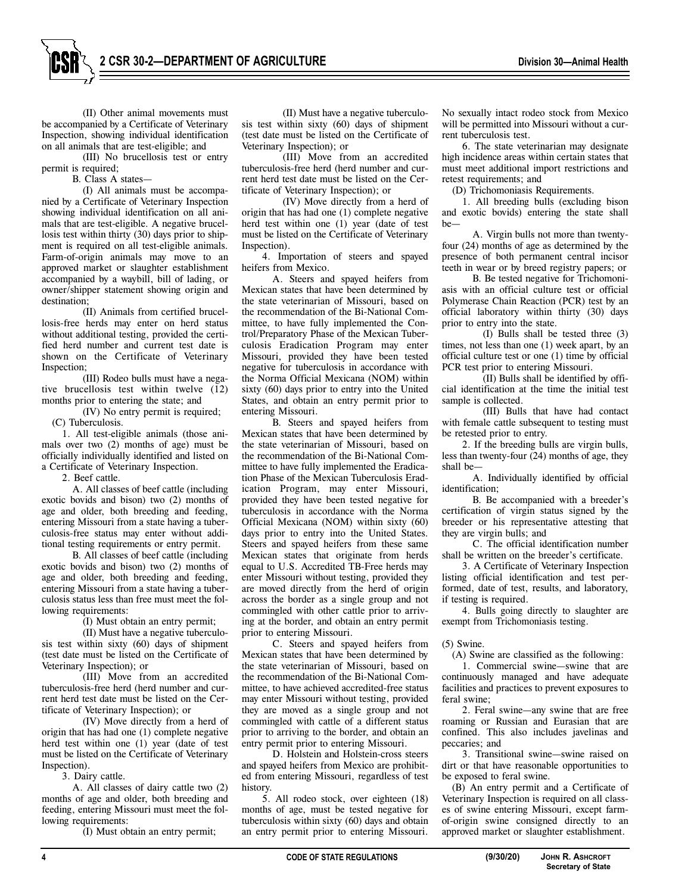(II) Other animal movements must be accompanied by a Certificate of Veterinary Inspection, showing individual identification on all animals that are test-eligible; and

(III) No brucellosis test or entry permit is required;

B. Class A states—

(I) All animals must be accompanied by a Certificate of Veterinary Inspection showing individual identification on all animals that are test-eligible. A negative brucellosis test within thirty (30) days prior to shipment is required on all test-eligible animals. Farm-of-origin animals may move to an approved market or slaughter establishment accompanied by a waybill, bill of lading, or owner/shipper statement showing origin and destination;

(II) Animals from certified brucellosis-free herds may enter on herd status without additional testing, provided the certified herd number and current test date is shown on the Certificate of Veterinary Inspection;

(III) Rodeo bulls must have a negative brucellosis test within twelve (12) months prior to entering the state; and

(IV) No entry permit is required;

(C) Tuberculosis.

1. All test-eligible animals (those animals over two (2) months of age) must be officially individually identified and listed on a Certificate of Veterinary Inspection.

2. Beef cattle.

A. All classes of beef cattle (including exotic bovids and bison) two (2) months of age and older, both breeding and feeding, entering Missouri from a state having a tuberculosis-free status may enter without additional testing requirements or entry permit.

B. All classes of beef cattle (including exotic bovids and bison) two (2) months of age and older, both breeding and feeding, entering Missouri from a state having a tuberculosis status less than free must meet the following requirements:

(I) Must obtain an entry permit;

(II) Must have a negative tuberculosis test within sixty (60) days of shipment (test date must be listed on the Certificate of Veterinary Inspection); or

(III) Move from an accredited tuberculosis-free herd (herd number and current herd test date must be listed on the Certificate of Veterinary Inspection); or

(IV) Move directly from a herd of origin that has had one (1) complete negative herd test within one (1) year (date of test must be listed on the Certificate of Veterinary Inspection).

3. Dairy cattle.

A. All classes of dairy cattle two (2) months of age and older, both breeding and feeding, entering Missouri must meet the following requirements:

(I) Must obtain an entry permit;

(II) Must have a negative tuberculosis test within sixty (60) days of shipment (test date must be listed on the Certificate of Veterinary Inspection); or

(III) Move from an accredited tuberculosis-free herd (herd number and current herd test date must be listed on the Certificate of Veterinary Inspection); or

(IV) Move directly from a herd of origin that has had one (1) complete negative herd test within one (1) year (date of test must be listed on the Certificate of Veterinary Inspection).

4. Importation of steers and spayed heifers from Mexico.

A. Steers and spayed heifers from Mexican states that have been determined by the state veterinarian of Missouri, based on the recommendation of the Bi-National Committee, to have fully implemented the Control/Preparatory Phase of the Mexican Tuberculosis Eradication Program may enter Missouri, provided they have been tested negative for tuberculosis in accordance with the Norma Official Mexicana (NOM) within sixty (60) days prior to entry into the United States, and obtain an entry permit prior to entering Missouri.

B. Steers and spayed heifers from Mexican states that have been determined by the state veterinarian of Missouri, based on the recommendation of the Bi-National Committee to have fully implemented the Eradication Phase of the Mexican Tuberculosis Eradication Program, may enter Missouri, provided they have been tested negative for tuberculosis in accordance with the Norma Official Mexicana (NOM) within sixty (60) days prior to entry into the United States. Steers and spayed heifers from these same Mexican states that originate from herds equal to U.S. Accredited TB-Free herds may enter Missouri without testing, provided they are moved directly from the herd of origin across the border as a single group and not commingled with other cattle prior to arriving at the border, and obtain an entry permit prior to entering Missouri.

C. Steers and spayed heifers from Mexican states that have been determined by the state veterinarian of Missouri, based on the recommendation of the Bi-National Committee, to have achieved accredited-free status may enter Missouri without testing, provided they are moved as a single group and not commingled with cattle of a different status prior to arriving to the border, and obtain an entry permit prior to entering Missouri.

D. Holstein and Holstein-cross steers and spayed heifers from Mexico are prohibited from entering Missouri, regardless of test history.

5. All rodeo stock, over eighteen (18) months of age, must be tested negative for tuberculosis within sixty (60) days and obtain an entry permit prior to entering Missouri. No sexually intact rodeo stock from Mexico will be permitted into Missouri without a current tuberculosis test.

6. The state veterinarian may designate high incidence areas within certain states that must meet additional import restrictions and retest requirements; and

(D) Trichomoniasis Requirements.

1. All breeding bulls (excluding bison and exotic bovids) entering the state shall be—

A. Virgin bulls not more than twenty-four (24) months of age as determined by the presence of both permanent central incisor teeth in wear or by breed registry papers; or

B. Be tested negative for Trichomoniasis with an official culture test or official Polymerase Chain Reaction (PCR) test by an official laboratory within thirty (30) days prior to entry into the state.

(I) Bulls shall be tested three (3) times, not less than one (1) week apart, by an official culture test or one (1) time by official PCR test prior to entering Missouri.

(II) Bulls shall be identified by official identification at the time the initial test sample is collected.

(III) Bulls that have had contact with female cattle subsequent to testing must be retested prior to entry.

2. If the breeding bulls are virgin bulls, less than twenty-four (24) months of age, they shall be—

A. Individually identified by official identification;

B. Be accompanied with a breeder's certification of virgin status signed by the breeder or his representative attesting that they are virgin bulls; and

C. The official identification number shall be written on the breeder's certificate.

3. A Certificate of Veterinary Inspection listing official identification and test performed, date of test, results, and laboratory, if testing is required.

4. Bulls going directly to slaughter are exempt from Trichomoniasis testing.

(5) Swine.

(A) Swine are classified as the following:

1. Commercial swine—swine that are continuously managed and have adequate facilities and practices to prevent exposures to feral swine;

2. Feral swine—any swine that are free roaming or Russian and Eurasian that are confined. This also includes javelinas and peccaries; and

3. Transitional swine—swine raised on dirt or that have reasonable opportunities to be exposed to feral swine.

(B) An entry permit and a Certificate of Veterinary Inspection is required on all classes of swine entering Missouri, except farm-of-origin swine consigned directly to an approved market or slaughter establishment.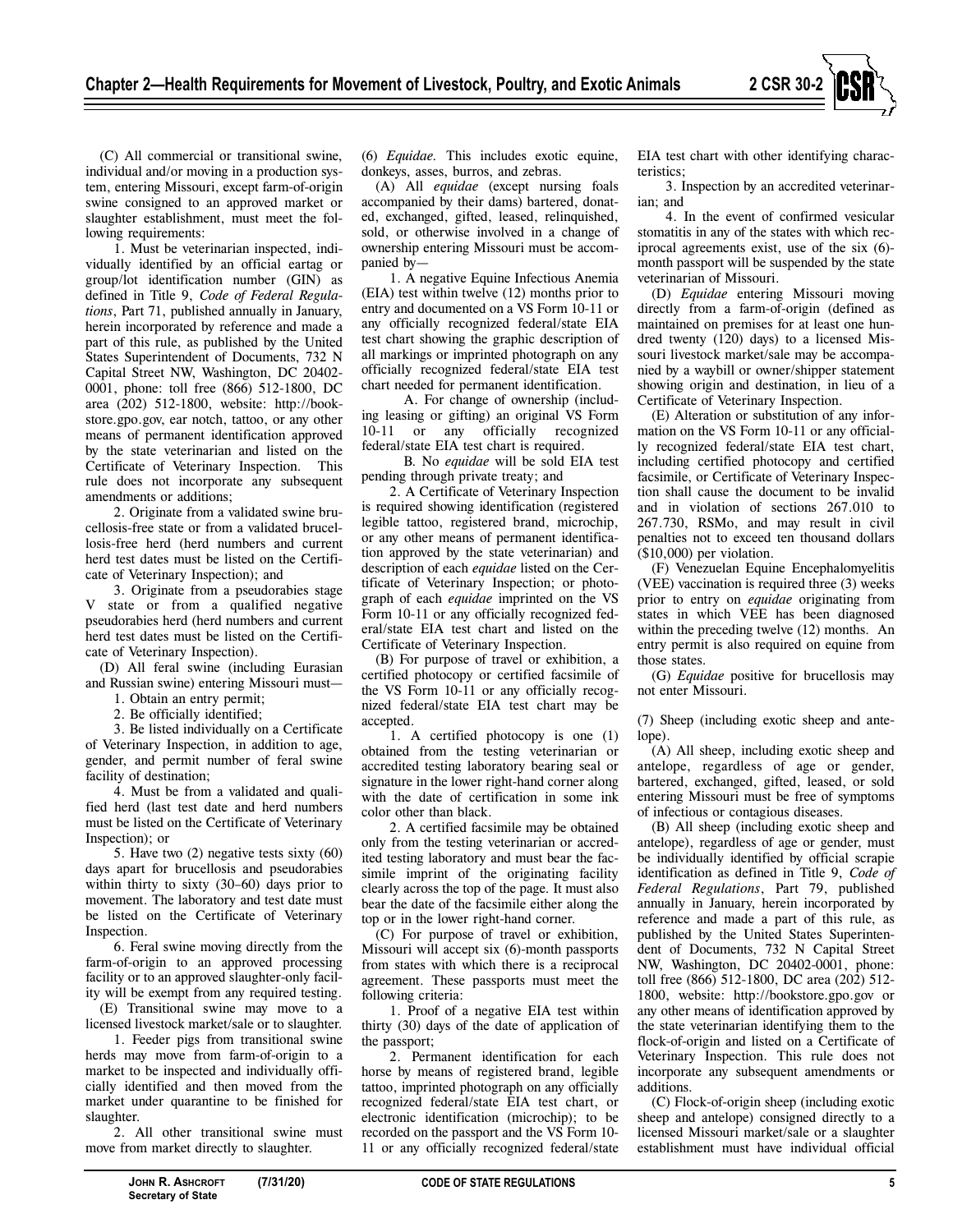(C) All commercial or transitional swine, individual and/or moving in a production system, entering Missouri, except farm-of-origin swine consigned to an approved market or slaughter establishment, must meet the following requirements:

1. Must be veterinarian inspected, individually identified by an official eartag or group/lot identification number (GIN) as defined in Title 9, *Code of Federal Regulations*, Part 71, published annually in January, herein incorporated by reference and made a part of this rule, as published by the United States Superintendent of Documents, 732 N Capital Street NW, Washington, DC 20402-0001, phone: toll free (866) 512-1800, DC area (202) 512-1800, website: http://bookstore.gpo.gov, ear notch, tattoo, or any other means of permanent identification approved by the state veterinarian and listed on the Certificate of Veterinary Inspection. This rule does not incorporate any subsequent amendments or additions;

2. Originate from a validated swine brucellosis-free state or from a validated brucellosis-free herd (herd numbers and current herd test dates must be listed on the Certificate of Veterinary Inspection); and

3. Originate from a pseudorabies stage V state or from a qualified negative pseudorabies herd (herd numbers and current herd test dates must be listed on the Certificate of Veterinary Inspection).

(D) All feral swine (including Eurasian and Russian swine) entering Missouri must—

1. Obtain an entry permit;

2. Be officially identified;

3. Be listed individually on a Certificate of Veterinary Inspection, in addition to age, gender, and permit number of feral swine facility of destination;

4. Must be from a validated and qualified herd (last test date and herd numbers must be listed on the Certificate of Veterinary Inspection); or

5. Have two (2) negative tests sixty (60) days apart for brucellosis and pseudorabies within thirty to sixty (30–60) days prior to movement. The laboratory and test date must be listed on the Certificate of Veterinary Inspection.

6. Feral swine moving directly from the farm-of-origin to an approved processing facility or to an approved slaughter-only facility will be exempt from any required testing.

(E) Transitional swine may move to a licensed livestock market/sale or to slaughter.

1. Feeder pigs from transitional swine herds may move from farm-of-origin to a market to be inspected and individually officially identified and then moved from the market under quarantine to be finished for slaughter.

2. All other transitional swine must move from market directly to slaughter.

(6) *Equidae.* This includes exotic equine, donkeys, asses, burros, and zebras.

(A) All *equidae* (except nursing foals accompanied by their dams) bartered, donated, exchanged, gifted, leased, relinquished, sold, or otherwise involved in a change of ownership entering Missouri must be accompanied by—

1. A negative Equine Infectious Anemia (EIA) test within twelve (12) months prior to entry and documented on a VS Form 10-11 or any officially recognized federal/state EIA test chart showing the graphic description of all markings or imprinted photograph on any officially recognized federal/state EIA test chart needed for permanent identification.

A. For change of ownership (including leasing or gifting) an original VS Form 10-11 or any officially recognized federal/state EIA test chart is required.

B. No *equidae* will be sold EIA test pending through private treaty; and

2. A Certificate of Veterinary Inspection is required showing identification (registered legible tattoo, registered brand, microchip, or any other means of permanent identification approved by the state veterinarian) and description of each *equidae* listed on the Certificate of Veterinary Inspection; or photograph of each *equidae* imprinted on the VS Form 10-11 or any officially recognized federal/state EIA test chart and listed on the Certificate of Veterinary Inspection.

(B) For purpose of travel or exhibition, a certified photocopy or certified facsimile of the VS Form 10-11 or any officially recognized federal/state EIA test chart may be accepted.

1. A certified photocopy is one (1) obtained from the testing veterinarian or accredited testing laboratory bearing seal or signature in the lower right-hand corner along with the date of certification in some ink color other than black.

2. A certified facsimile may be obtained only from the testing veterinarian or accredited testing laboratory and must bear the facsimile imprint of the originating facility clearly across the top of the page. It must also bear the date of the facsimile either along the top or in the lower right-hand corner.

(C) For purpose of travel or exhibition, Missouri will accept six (6)-month passports from states with which there is a reciprocal agreement. These passports must meet the following criteria:

1. Proof of a negative EIA test within thirty (30) days of the date of application of the passport;

2. Permanent identification for each horse by means of registered brand, legible tattoo, imprinted photograph on any officially recognized federal/state EIA test chart, or electronic identification (microchip); to be recorded on the passport and the VS Form 10-11 or any officially recognized federal/state EIA test chart with other identifying characteristics;

3. Inspection by an accredited veterinarian; and

4. In the event of confirmed vesicular stomatitis in any of the states with which reciprocal agreements exist, use of the six (6)-month passport will be suspended by the state veterinarian of Missouri.

(D) *Equidae* entering Missouri moving directly from a farm-of-origin (defined as maintained on premises for at least one hundred twenty (120) days) to a licensed Missouri livestock market/sale may be accompanied by a waybill or owner/shipper statement showing origin and destination, in lieu of a Certificate of Veterinary Inspection.

(E) Alteration or substitution of any information on the VS Form 10-11 or any officially recognized federal/state EIA test chart, including certified photocopy and certified facsimile, or Certificate of Veterinary Inspection shall cause the document to be invalid and in violation of sections 267.010 to 267.730, RSMo, and may result in civil penalties not to exceed ten thousand dollars ($10,000) per violation.

(F) Venezuelan Equine Encephalomyelitis (VEE) vaccination is required three (3) weeks prior to entry on *equidae* originating from states in which VEE has been diagnosed within the preceding twelve (12) months. An entry permit is also required on equine from those states.

(G) *Equidae* positive for brucellosis may not enter Missouri.

(7) Sheep (including exotic sheep and antelope).

(A) All sheep, including exotic sheep and antelope, regardless of age or gender, bartered, exchanged, gifted, leased, or sold entering Missouri must be free of symptoms of infectious or contagious diseases.

(B) All sheep (including exotic sheep and antelope), regardless of age or gender, must be individually identified by official scrapie identification as defined in Title 9, *Code of Federal Regulations*, Part 79, published annually in January, herein incorporated by reference and made a part of this rule, as published by the United States Superintendent of Documents, 732 N Capital Street NW, Washington, DC 20402-0001, phone: toll free (866) 512-1800, DC area (202) 512-1800, website: http://bookstore.gpo.gov or any other means of identification approved by the state veterinarian identifying them to the flock-of-origin and listed on a Certificate of Veterinary Inspection. This rule does not incorporate any subsequent amendments or additions.

(C) Flock-of-origin sheep (including exotic sheep and antelope) consigned directly to a licensed Missouri market/sale or a slaughter establishment must have individual official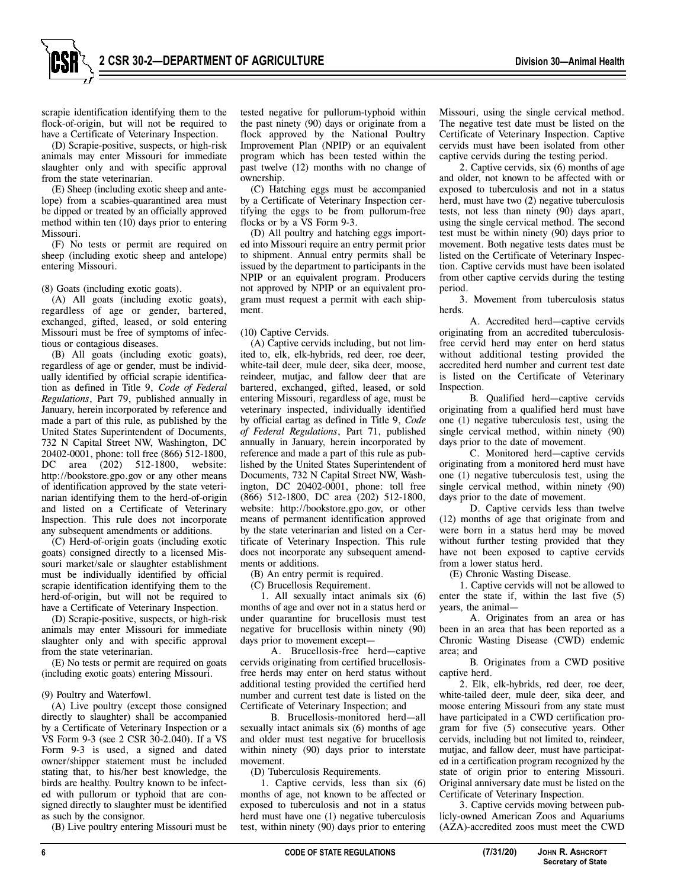scrapie identification identifying them to the flock-of-origin, but will not be required to have a Certificate of Veterinary Inspection.

(D) Scrapie-positive, suspects, or high-risk animals may enter Missouri for immediate slaughter only and with specific approval from the state veterinarian.

(E) Sheep (including exotic sheep and antelope) from a scabies-quarantined area must be dipped or treated by an officially approved method within ten (10) days prior to entering Missouri.

(F) No tests or permit are required on sheep (including exotic sheep and antelope) entering Missouri.

(8) Goats (including exotic goats).

(A) All goats (including exotic goats), regardless of age or gender, bartered, exchanged, gifted, leased, or sold entering Missouri must be free of symptoms of infectious or contagious diseases.

(B) All goats (including exotic goats), regardless of age or gender, must be individually identified by official scrapie identification as defined in Title 9, *Code of Federal Regulations*, Part 79, published annually in January, herein incorporated by reference and made a part of this rule, as published by the United States Superintendent of Documents, 732 N Capital Street NW, Washington, DC 20402-0001, phone: toll free (866) 512-1800, DC area (202) 512-1800, website: http://bookstore.gpo.gov or any other means of identification approved by the state veterinarian identifying them to the herd-of-origin and listed on a Certificate of Veterinary Inspection. This rule does not incorporate any subsequent amendments or additions.

(C) Herd-of-origin goats (including exotic goats) consigned directly to a licensed Missouri market/sale or slaughter establishment must be individually identified by official scrapie identification identifying them to the herd-of-origin, but will not be required to have a Certificate of Veterinary Inspection.

(D) Scrapie-positive, suspects, or high-risk animals may enter Missouri for immediate slaughter only and with specific approval from the state veterinarian.

(E) No tests or permit are required on goats (including exotic goats) entering Missouri.

(9) Poultry and Waterfowl.

(A) Live poultry (except those consigned directly to slaughter) shall be accompanied by a Certificate of Veterinary Inspection or a VS Form 9-3 (see 2 CSR 30-2.040). If a VS Form 9-3 is used, a signed and dated owner/shipper statement must be included stating that, to his/her best knowledge, the birds are healthy. Poultry known to be infected with pullorum or typhoid that are consigned directly to slaughter must be identified as such by the consignor.

(B) Live poultry entering Missouri must be tested negative for pullorum-typhoid within the past ninety (90) days or originate from a flock approved by the National Poultry Improvement Plan (NPIP) or an equivalent program which has been tested within the past twelve (12) months with no change of ownership.

(C) Hatching eggs must be accompanied by a Certificate of Veterinary Inspection certifying the eggs to be from pullorum-free flocks or by a VS Form 9-3.

(D) All poultry and hatching eggs imported into Missouri require an entry permit prior to shipment. Annual entry permits shall be issued by the department to participants in the NPIP or an equivalent program. Producers not approved by NPIP or an equivalent program must request a permit with each shipment.

(10) Captive Cervids.

(A) Captive cervids including, but not limited to, elk, elk-hybrids, red deer, roe deer, white-tail deer, mule deer, sika deer, moose, reindeer, mutjac, and fallow deer that are bartered, exchanged, gifted, leased, or sold entering Missouri, regardless of age, must be veterinary inspected, individually identified by official eartag as defined in Title 9, *Code of Federal Regulations*, Part 71, published annually in January, herein incorporated by reference and made a part of this rule as published by the United States Superintendent of Documents, 732 N Capital Street NW, Washington, DC 20402-0001, phone: toll free (866) 512-1800, DC area (202) 512-1800, website: http://bookstore.gpo.gov, or other means of permanent identification approved by the state veterinarian and listed on a Certificate of Veterinary Inspection. This rule does not incorporate any subsequent amendments or additions.

(B) An entry permit is required.

(C) Brucellosis Requirement.

1. All sexually intact animals six (6) months of age and over not in a status herd or under quarantine for brucellosis must test negative for brucellosis within ninety (90) days prior to movement except—

A. Brucellosis-free herd—captive cervids originating from certified brucellosis-free herds may enter on herd status without additional testing provided the certified herd number and current test date is listed on the Certificate of Veterinary Inspection; and

B. Brucellosis-monitored herd—all sexually intact animals six (6) months of age and older must test negative for brucellosis within ninety (90) days prior to interstate movement.

(D) Tuberculosis Requirements.

1. Captive cervids, less than six (6) months of age, not known to be affected or exposed to tuberculosis and not in a status herd must have one (1) negative tuberculosis test, within ninety (90) days prior to entering Missouri, using the single cervical method. The negative test date must be listed on the Certificate of Veterinary Inspection. Captive cervids must have been isolated from other captive cervids during the testing period.

2. Captive cervids, six (6) months of age and older, not known to be affected with or exposed to tuberculosis and not in a status herd, must have two (2) negative tuberculosis tests, not less than ninety (90) days apart, using the single cervical method. The second test must be within ninety (90) days prior to movement. Both negative tests dates must be listed on the Certificate of Veterinary Inspection. Captive cervids must have been isolated from other captive cervids during the testing period.

3. Movement from tuberculosis status herds.

A. Accredited herd—captive cervids originating from an accredited tuberculosis-free cervid herd may enter on herd status without additional testing provided the accredited herd number and current test date is listed on the Certificate of Veterinary Inspection.

B. Qualified herd—captive cervids originating from a qualified herd must have one (1) negative tuberculosis test, using the single cervical method, within ninety (90) days prior to the date of movement.

C. Monitored herd—captive cervids originating from a monitored herd must have one (1) negative tuberculosis test, using the single cervical method, within ninety (90) days prior to the date of movement.

D. Captive cervids less than twelve (12) months of age that originate from and were born in a status herd may be moved without further testing provided that they have not been exposed to captive cervids from a lower status herd.

(E) Chronic Wasting Disease.

1. Captive cervids will not be allowed to enter the state if, within the last five (5) years, the animal—

A. Originates from an area or has been in an area that has been reported as a Chronic Wasting Disease (CWD) endemic area; and

B. Originates from a CWD positive captive herd.

2. Elk, elk-hybrids, red deer, roe deer, white-tailed deer, mule deer, sika deer, and moose entering Missouri from any state must have participated in a CWD certification program for five (5) consecutive years. Other cervids, including but not limited to, reindeer, mutjac, and fallow deer, must have participated in a certification program recognized by the state of origin prior to entering Missouri. Original anniversary date must be listed on the Certificate of Veterinary Inspection.

3. Captive cervids moving between publicly-owned American Zoos and Aquariums (AZA)-accredited zoos must meet the CWD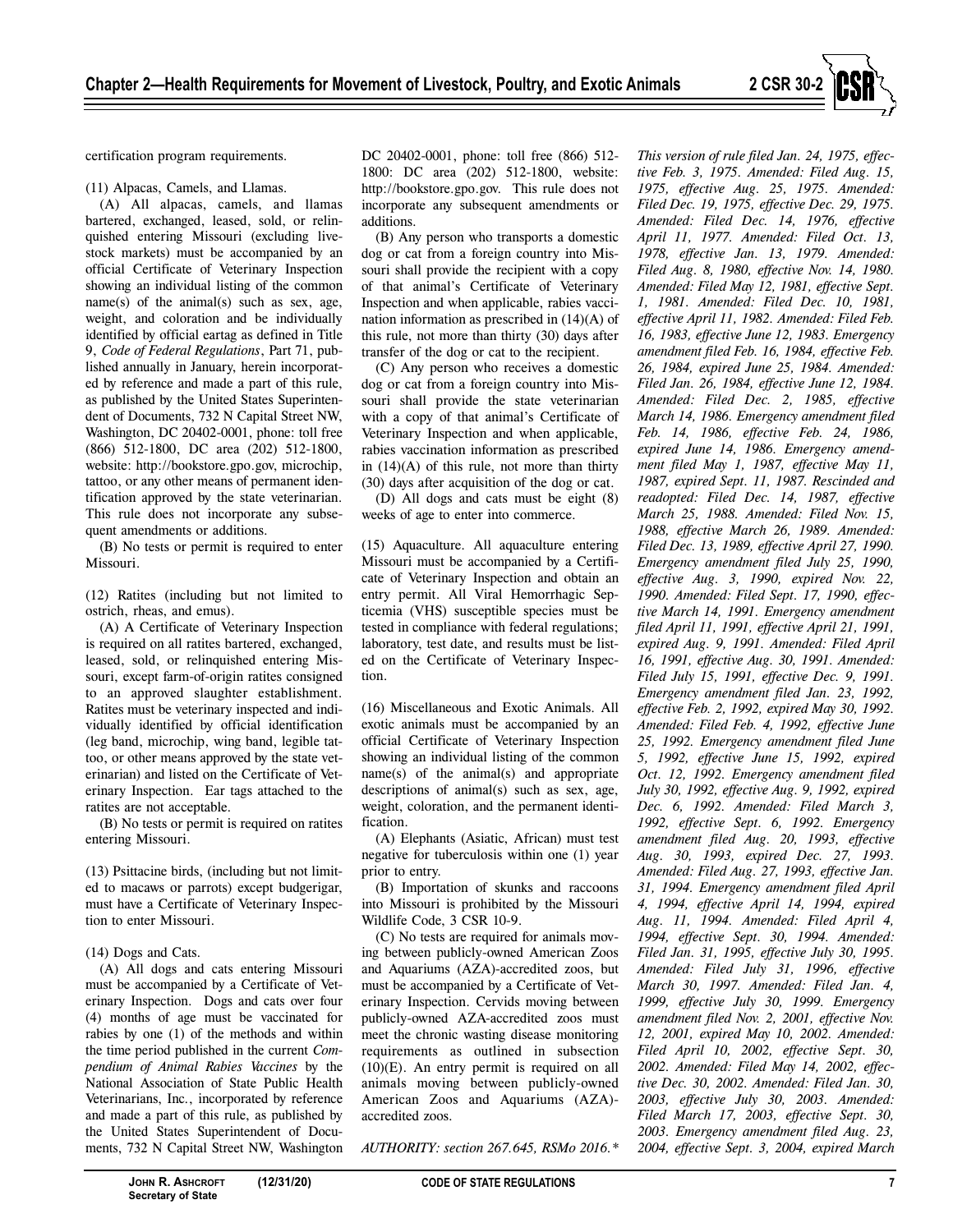certification program requirements.

(11) Alpacas, Camels, and Llamas.

(A) All alpacas, camels, and llamas bartered, exchanged, leased, sold, or relinquished entering Missouri (excluding livestock markets) must be accompanied by an official Certificate of Veterinary Inspection showing an individual listing of the common name(s) of the animal(s) such as sex, age, weight, and coloration and be individually identified by official eartag as defined in Title 9, *Code of Federal Regulations*, Part 71, published annually in January, herein incorporated by reference and made a part of this rule, as published by the United States Superintendent of Documents, 732 N Capital Street NW, Washington, DC 20402-0001, phone: toll free (866) 512-1800, DC area (202) 512-1800, website: http://bookstore.gpo.gov, microchip, tattoo, or any other means of permanent identification approved by the state veterinarian. This rule does not incorporate any subsequent amendments or additions.

(B) No tests or permit is required to enter Missouri.

(12) Ratites (including but not limited to ostrich, rheas, and emus).

(A) A Certificate of Veterinary Inspection is required on all ratites bartered, exchanged, leased, sold, or relinquished entering Missouri, except farm-of-origin ratites consigned to an approved slaughter establishment. Ratites must be veterinary inspected and individually identified by official identification (leg band, microchip, wing band, legible tattoo, or other means approved by the state veterinarian) and listed on the Certificate of Veterinary Inspection. Ear tags attached to the ratites are not acceptable.

(B) No tests or permit is required on ratites entering Missouri.

(13) Psittacine birds, (including but not limited to macaws or parrots) except budgerigar, must have a Certificate of Veterinary Inspection to enter Missouri.

(14) Dogs and Cats.

(A) All dogs and cats entering Missouri must be accompanied by a Certificate of Veterinary Inspection. Dogs and cats over four (4) months of age must be vaccinated for rabies by one (1) of the methods and within the time period published in the current *Compendium of Animal Rabies Vaccines* by the National Association of State Public Health Veterinarians, Inc., incorporated by reference and made a part of this rule, as published by the United States Superintendent of Documents, 732 N Capital Street NW, Washington DC 20402-0001, phone: toll free (866) 512-1800: DC area (202) 512-1800, website: http://bookstore.gpo.gov. This rule does not incorporate any subsequent amendments or additions.

(B) Any person who transports a domestic dog or cat from a foreign country into Missouri shall provide the recipient with a copy of that animal's Certificate of Veterinary Inspection and when applicable, rabies vaccination information as prescribed in (14)(A) of this rule, not more than thirty (30) days after transfer of the dog or cat to the recipient.

(C) Any person who receives a domestic dog or cat from a foreign country into Missouri shall provide the state veterinarian with a copy of that animal's Certificate of Veterinary Inspection and when applicable, rabies vaccination information as prescribed in (14)(A) of this rule, not more than thirty (30) days after acquisition of the dog or cat.

(D) All dogs and cats must be eight (8) weeks of age to enter into commerce.

(15) Aquaculture. All aquaculture entering Missouri must be accompanied by a Certificate of Veterinary Inspection and obtain an entry permit. All Viral Hemorrhagic Septicemia (VHS) susceptible species must be tested in compliance with federal regulations; laboratory, test date, and results must be listed on the Certificate of Veterinary Inspection.

(16) Miscellaneous and Exotic Animals. All exotic animals must be accompanied by an official Certificate of Veterinary Inspection showing an individual listing of the common name(s) of the animal(s) and appropriate descriptions of animal(s) such as sex, age, weight, coloration, and the permanent identification.

(A) Elephants (Asiatic, African) must test negative for tuberculosis within one (1) year prior to entry.

(B) Importation of skunks and raccoons into Missouri is prohibited by the Missouri Wildlife Code, 3 CSR 10-9.

(C) No tests are required for animals moving between publicly-owned American Zoos and Aquariums (AZA)-accredited zoos, but must be accompanied by a Certificate of Veterinary Inspection. Cervids moving between publicly-owned AZA-accredited zoos must meet the chronic wasting disease monitoring requirements as outlined in subsection (10)(E). An entry permit is required on all animals moving between publicly-owned American Zoos and Aquariums (AZA)-accredited zoos.

*AUTHORITY: section 267.645, RSMo 2016.\* This version of rule filed Jan. 24, 1975, effective Feb. 3, 1975. Amended: Filed Aug. 15, 1975, effective Aug. 25, 1975. Amended: Filed Dec. 19, 1975, effective Dec. 29, 1975. Amended: Filed Dec. 14, 1976, effective April 11, 1977. Amended: Filed Oct. 13, 1978, effective Jan. 13, 1979. Amended: Filed Aug. 8, 1980, effective Nov. 14, 1980. Amended: Filed May 12, 1981, effective Sept. 1, 1981. Amended: Filed Dec. 10, 1981, effective April 11, 1982. Amended: Filed Feb. 16, 1983, effective June 12, 1983. Emergency amendment filed Feb. 16, 1984, effective Feb. 26, 1984, expired June 25, 1984. Amended: Filed Jan. 26, 1984, effective June 12, 1984. Amended: Filed Dec. 2, 1985, effective March 14, 1986. Emergency amendment filed Feb. 14, 1986, effective Feb. 24, 1986, expired June 14, 1986. Emergency amendment filed May 1, 1987, effective May 11, 1987, expired Sept. 11, 1987. Rescinded and readopted: Filed Dec. 14, 1987, effective March 25, 1988. Amended: Filed Nov. 15, 1988, effective March 26, 1989. Amended: Filed Dec. 13, 1989, effective April 27, 1990. Emergency amendment filed July 25, 1990, effective Aug. 3, 1990, expired Nov. 22, 1990. Amended: Filed Sept. 17, 1990, effective March 14, 1991. Emergency amendment filed April 11, 1991, effective April 21, 1991, expired Aug. 9, 1991. Amended: Filed April 16, 1991, effective Aug. 30, 1991. Amended: Filed July 15, 1991, effective Dec. 9, 1991. Emergency amendment filed Jan. 23, 1992, effective Feb. 2, 1992, expired May 30, 1992. Amended: Filed Feb. 4, 1992, effective June 25, 1992. Emergency amendment filed June 5, 1992, effective June 15, 1992, expired Oct. 12, 1992. Emergency amendment filed July 30, 1992, effective Aug. 9, 1992, expired Dec. 6, 1992. Amended: Filed March 3, 1992, effective Sept. 6, 1992. Emergency amendment filed Aug. 20, 1993, effective Aug. 30, 1993, expired Dec. 27, 1993. Amended: Filed Aug. 27, 1993, effective Jan. 31, 1994. Emergency amendment filed April 4, 1994, effective April 14, 1994, expired Aug. 11, 1994. Amended: Filed April 4, 1994, effective Sept. 30, 1994. Amended: Filed Jan. 31, 1995, effective July 30, 1995. Amended: Filed July 31, 1996, effective March 30, 1997. Amended: Filed Jan. 4, 1999, effective July 30, 1999. Emergency amendment filed Nov. 2, 2001, effective Nov. 12, 2001, expired May 10, 2002. Amended: Filed April 10, 2002, effective Sept. 30, 2002. Amended: Filed May 14, 2002, effective Dec. 30, 2002. Amended: Filed Jan. 30, 2003, effective July 30, 2003. Amended: Filed March 17, 2003, effective Sept. 30, 2003. Emergency amendment filed Aug. 23, 2004, effective Sept. 3, 2004, expired March*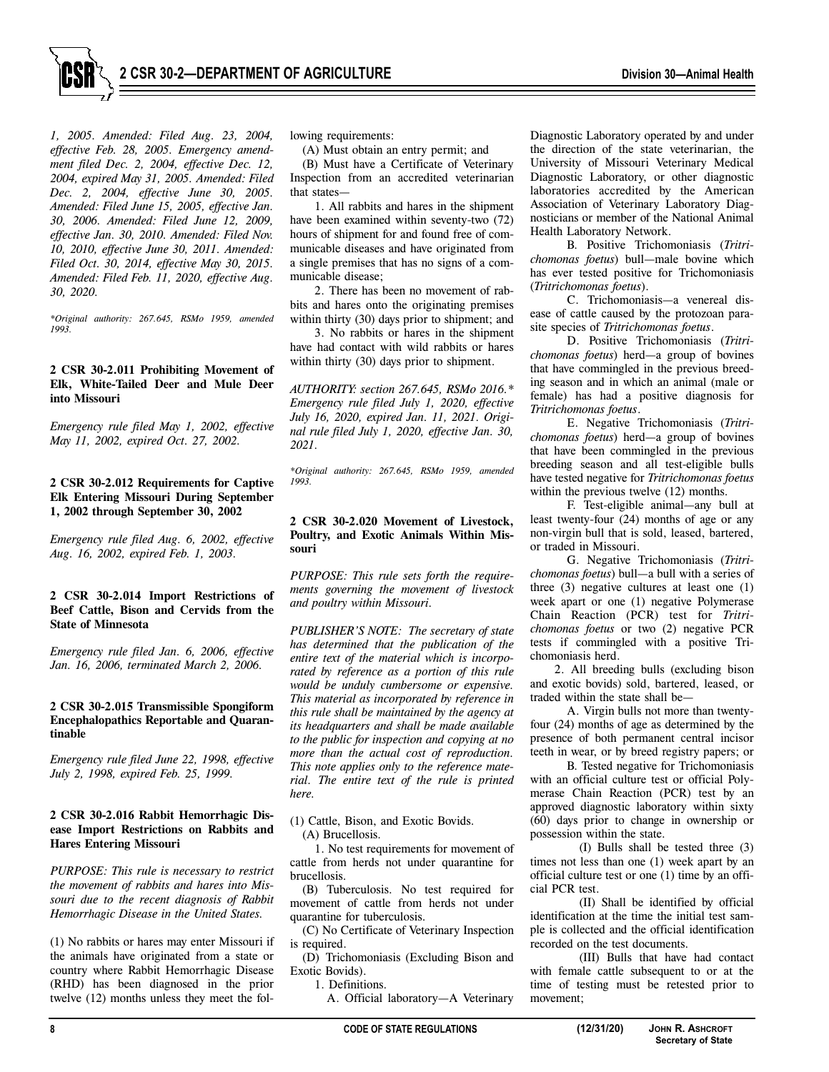*1, 2005. Amended: Filed Aug. 23, 2004, effective Feb. 28, 2005. Emergency amendment filed Dec. 2, 2004, effective Dec. 12, 2004, expired May 31, 2005. Amended: Filed Dec. 2, 2004, effective June 30, 2005. Amended: Filed June 15, 2005, effective Jan. 30, 2006. Amended: Filed June 12, 2009, effective Jan. 30, 2010. Amended: Filed Nov. 10, 2010, effective June 30, 2011. Amended: Filed Oct. 30, 2014, effective May 30, 2015. Amended: Filed Feb. 11, 2020, effective Aug. 30, 2020.*

*\*Original authority: 267.645, RSMo 1959, amended 1993.*

**2 CSR 30-2.011 Prohibiting Movement of Elk, White-Tailed Deer and Mule Deer into Missouri**

*Emergency rule filed May 1, 2002, effective May 11, 2002, expired Oct. 27, 2002.*

**2 CSR 30-2.012 Requirements for Captive Elk Entering Missouri During September 1, 2002 through September 30, 2002**

*Emergency rule filed Aug. 6, 2002, effective Aug. 16, 2002, expired Feb. 1, 2003.*

**2 CSR 30-2.014 Import Restrictions of Beef Cattle, Bison and Cervids from the State of Minnesota**

*Emergency rule filed Jan. 6, 2006, effective Jan. 16, 2006, terminated March 2, 2006.*

**2 CSR 30-2.015 Transmissible Spongiform Encephalopathics Reportable and Quarantinable**

*Emergency rule filed June 22, 1998, effective July 2, 1998, expired Feb. 25, 1999.*

**2 CSR 30-2.016 Rabbit Hemorrhagic Disease Import Restrictions on Rabbits and Hares Entering Missouri**

*PURPOSE: This rule is necessary to restrict the movement of rabbits and hares into Missouri due to the recent diagnosis of Rabbit Hemorrhagic Disease in the United States.*

(1) No rabbits or hares may enter Missouri if the animals have originated from a state or country where Rabbit Hemorrhagic Disease (RHD) has been diagnosed in the prior twelve (12) months unless they meet the following requirements:

(A) Must obtain an entry permit; and

(B) Must have a Certificate of Veterinary Inspection from an accredited veterinarian that states—

1. All rabbits and hares in the shipment have been examined within seventy-two (72) hours of shipment for and found free of communicable diseases and have originated from a single premises that has no signs of a communicable disease;

2. There has been no movement of rabbits and hares onto the originating premises within thirty (30) days prior to shipment; and

3. No rabbits or hares in the shipment have had contact with wild rabbits or hares within thirty (30) days prior to shipment.

*AUTHORITY: section 267.645, RSMo 2016.\* Emergency rule filed July 1, 2020, effective July 16, 2020, expired Jan. 11, 2021. Original rule filed July 1, 2020, effective Jan. 30, 2021.*

*\*Original authority: 267.645, RSMo 1959, amended 1993.*

**2 CSR 30-2.020 Movement of Livestock, Poultry, and Exotic Animals Within Missouri**

*PURPOSE: This rule sets forth the requirements governing the movement of livestock and poultry within Missouri.*

*PUBLISHER'S NOTE: The secretary of state has determined that the publication of the entire text of the material which is incorporated by reference as a portion of this rule would be unduly cumbersome or expensive. This material as incorporated by reference in this rule shall be maintained by the agency at its headquarters and shall be made available to the public for inspection and copying at no more than the actual cost of reproduction. This note applies only to the reference material. The entire text of the rule is printed here.*

(1) Cattle, Bison, and Exotic Bovids.

(A) Brucellosis.

1. No test requirements for movement of cattle from herds not under quarantine for brucellosis.

(B) Tuberculosis. No test required for movement of cattle from herds not under quarantine for tuberculosis.

(C) No Certificate of Veterinary Inspection is required.

(D) Trichomoniasis (Excluding Bison and Exotic Bovids).

1. Definitions.

A. Official laboratory—A Veterinary Diagnostic Laboratory operated by and under the direction of the state veterinarian, the University of Missouri Veterinary Medical Diagnostic Laboratory, or other diagnostic laboratories accredited by the American Association of Veterinary Laboratory Diagnosticians or member of the National Animal Health Laboratory Network.

B. Positive Trichomoniasis (*Tritrichomonas foetus*) bull—male bovine which has ever tested positive for Trichomoniasis (*Tritrichomonas foetus*).

C. Trichomoniasis—a venereal disease of cattle caused by the protozoan parasite species of *Tritrichomonas foetus*.

D. Positive Trichomoniasis (*Tritrichomonas foetus*) herd—a group of bovines that have commingled in the previous breeding season and in which an animal (male or female) has had a positive diagnosis for *Tritrichomonas foetus*.

E. Negative Trichomoniasis (*Tritrichomonas foetus*) herd—a group of bovines that have been commingled in the previous breeding season and all test-eligible bulls have tested negative for *Tritrichomonas foetus* within the previous twelve (12) months.

F. Test-eligible animal—any bull at least twenty-four (24) months of age or any non-virgin bull that is sold, leased, bartered, or traded in Missouri.

G. Negative Trichomoniasis (*Tritrichomonas foetus*) bull—a bull with a series of three (3) negative cultures at least one (1) week apart or one (1) negative Polymerase Chain Reaction (PCR) test for *Tritrichomonas foetus* or two (2) negative PCR tests if commingled with a positive Trichomoniasis herd.

2. All breeding bulls (excluding bison and exotic bovids) sold, bartered, leased, or traded within the state shall be—

A. Virgin bulls not more than twenty-four (24) months of age as determined by the presence of both permanent central incisor teeth in wear, or by breed registry papers; or

B. Tested negative for Trichomoniasis with an official culture test or official Polymerase Chain Reaction (PCR) test by an approved diagnostic laboratory within sixty (60) days prior to change in ownership or possession within the state.

(I) Bulls shall be tested three (3) times not less than one (1) week apart by an official culture test or one (1) time by an official PCR test.

(II) Shall be identified by official identification at the time the initial test sample is collected and the official identification recorded on the test documents.

(III) Bulls that have had contact with female cattle subsequent to or at the time of testing must be retested prior to movement;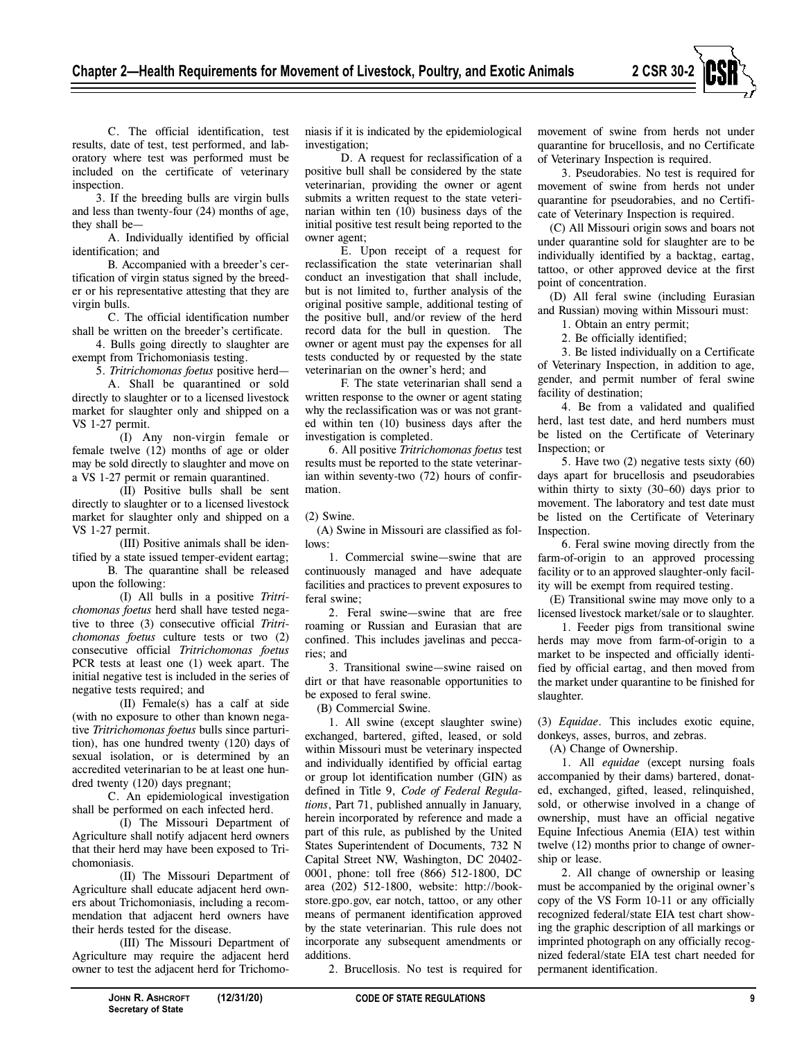C. The official identification, test results, date of test, test performed, and laboratory where test was performed must be included on the certificate of veterinary inspection.

3. If the breeding bulls are virgin bulls and less than twenty-four (24) months of age, they shall be—

A. Individually identified by official identification; and

B. Accompanied with a breeder's certification of virgin status signed by the breeder or his representative attesting that they are virgin bulls.

C. The official identification number shall be written on the breeder's certificate.

4. Bulls going directly to slaughter are exempt from Trichomoniasis testing.

5. *Tritrichomonas foetus* positive herd—

A. Shall be quarantined or sold directly to slaughter or to a licensed livestock market for slaughter only and shipped on a VS 1-27 permit.

(I) Any non-virgin female or female twelve (12) months of age or older may be sold directly to slaughter and move on a VS 1-27 permit or remain quarantined.

(II) Positive bulls shall be sent directly to slaughter or to a licensed livestock market for slaughter only and shipped on a VS 1-27 permit.

(III) Positive animals shall be identified by a state issued temper-evident eartag;

B. The quarantine shall be released upon the following:

(I) All bulls in a positive *Tritrichomonas foetus* herd shall have tested negative to three (3) consecutive official *Tritrichomonas foetus* culture tests or two (2) consecutive official *Tritrichomonas foetus* PCR tests at least one (1) week apart. The initial negative test is included in the series of negative tests required; and

(II) Female(s) has a calf at side (with no exposure to other than known negative *Tritrichomonas foetus* bulls since parturition), has one hundred twenty (120) days of sexual isolation, or is determined by an accredited veterinarian to be at least one hundred twenty (120) days pregnant;

C. An epidemiological investigation shall be performed on each infected herd.

(I) The Missouri Department of Agriculture shall notify adjacent herd owners that their herd may have been exposed to Trichomoniasis.

(II) The Missouri Department of Agriculture shall educate adjacent herd owners about Trichomoniasis, including a recommendation that adjacent herd owners have their herds tested for the disease.

(III) The Missouri Department of Agriculture may require the adjacent herd owner to test the adjacent herd for Trichomoniasis if it is indicated by the epidemiological investigation;

D. A request for reclassification of a positive bull shall be considered by the state veterinarian, providing the owner or agent submits a written request to the state veterinarian within ten (10) business days of the initial positive test result being reported to the owner agent;

E. Upon receipt of a request for reclassification the state veterinarian shall conduct an investigation that shall include, but is not limited to, further analysis of the original positive sample, additional testing of the positive bull, and/or review of the herd record data for the bull in question. The owner or agent must pay the expenses for all tests conducted by or requested by the state veterinarian on the owner's herd; and

F. The state veterinarian shall send a written response to the owner or agent stating why the reclassification was or was not granted within ten (10) business days after the investigation is completed.

6. All positive *Tritrichomonas foetus* test results must be reported to the state veterinarian within seventy-two (72) hours of confirmation.

(2) Swine.

(A) Swine in Missouri are classified as follows:

1. Commercial swine—swine that are continuously managed and have adequate facilities and practices to prevent exposures to feral swine;

2. Feral swine—swine that are free roaming or Russian and Eurasian that are confined. This includes javelinas and peccaries; and

3. Transitional swine—swine raised on dirt or that have reasonable opportunities to be exposed to feral swine.

(B) Commercial Swine.

1. All swine (except slaughter swine) exchanged, bartered, gifted, leased, or sold within Missouri must be veterinary inspected and individually identified by official eartag or group lot identification number (GIN) as defined in Title 9, *Code of Federal Regulations*, Part 71, published annually in January, herein incorporated by reference and made a part of this rule, as published by the United States Superintendent of Documents, 732 N Capital Street NW, Washington, DC 20402-0001, phone: toll free (866) 512-1800, DC area (202) 512-1800, website: http://bookstore.gpo.gov, ear notch, tattoo, or any other means of permanent identification approved by the state veterinarian. This rule does not incorporate any subsequent amendments or additions.

2. Brucellosis. No test is required for movement of swine from herds not under quarantine for brucellosis, and no Certificate of Veterinary Inspection is required.

3. Pseudorabies. No test is required for movement of swine from herds not under quarantine for pseudorabies, and no Certificate of Veterinary Inspection is required.

(C) All Missouri origin sows and boars not under quarantine sold for slaughter are to be individually identified by a backtag, eartag, tattoo, or other approved device at the first point of concentration.

(D) All feral swine (including Eurasian and Russian) moving within Missouri must:

1. Obtain an entry permit;

2. Be officially identified;

3. Be listed individually on a Certificate of Veterinary Inspection, in addition to age, gender, and permit number of feral swine facility of destination;

4. Be from a validated and qualified herd, last test date, and herd numbers must be listed on the Certificate of Veterinary Inspection; or

5. Have two (2) negative tests sixty (60) days apart for brucellosis and pseudorabies within thirty to sixty (30–60) days prior to movement. The laboratory and test date must be listed on the Certificate of Veterinary Inspection.

6. Feral swine moving directly from the farm-of-origin to an approved processing facility or to an approved slaughter-only facility will be exempt from required testing.

(E) Transitional swine may move only to a licensed livestock market/sale or to slaughter.

1. Feeder pigs from transitional swine herds may move from farm-of-origin to a market to be inspected and officially identified by official eartag, and then moved from the market under quarantine to be finished for slaughter.

(3) *Equidae*. This includes exotic equine, donkeys, asses, burros, and zebras.

(A) Change of Ownership.

1. All *equidae* (except nursing foals accompanied by their dams) bartered, donated, exchanged, gifted, leased, relinquished, sold, or otherwise involved in a change of ownership, must have an official negative Equine Infectious Anemia (EIA) test within twelve (12) months prior to change of ownership or lease.

2. All change of ownership or leasing must be accompanied by the original owner's copy of the VS Form 10-11 or any officially recognized federal/state EIA test chart showing the graphic description of all markings or imprinted photograph on any officially recognized federal/state EIA test chart needed for permanent identification.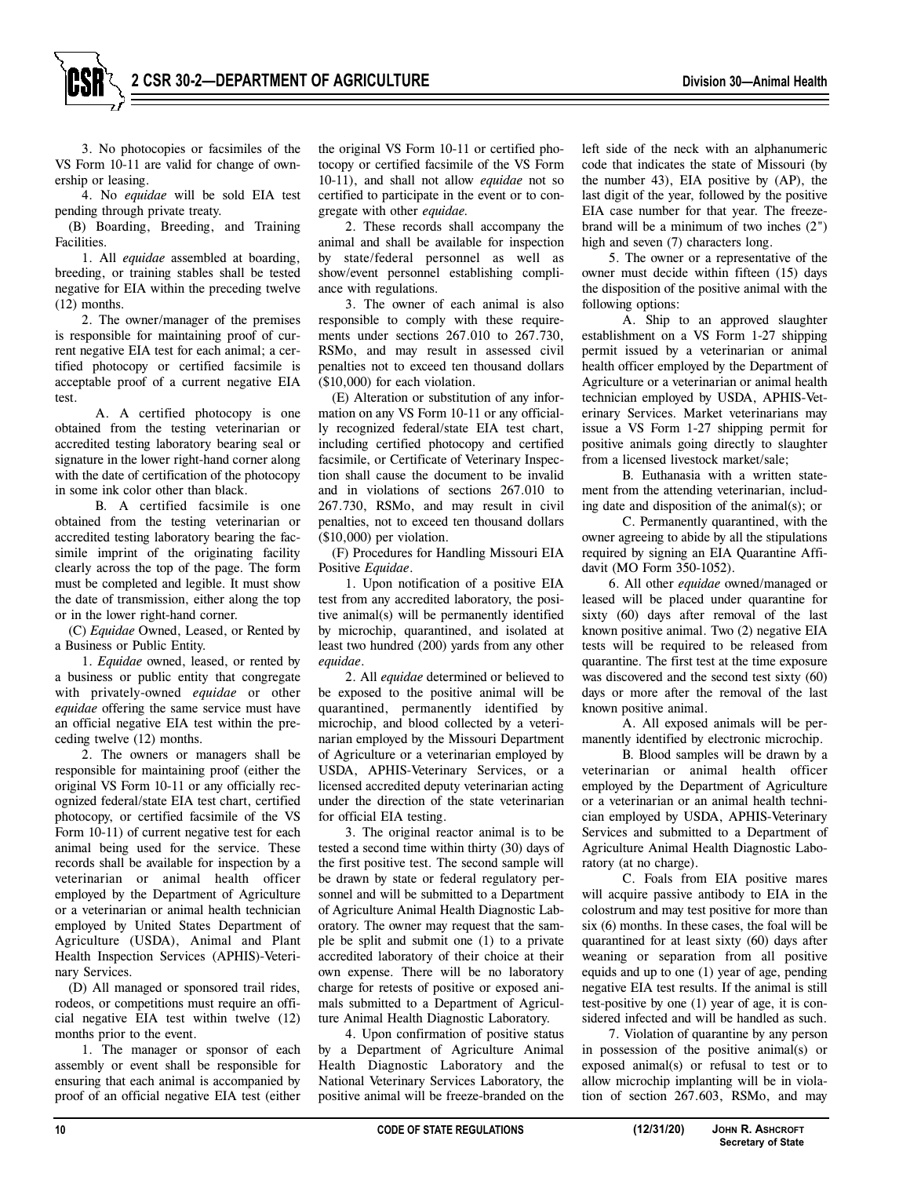3. No photocopies or facsimiles of the VS Form 10-11 are valid for change of ownership or leasing.

4. No *equidae* will be sold EIA test pending through private treaty.

(B) Boarding, Breeding, and Training Facilities.

1. All *equidae* assembled at boarding, breeding, or training stables shall be tested negative for EIA within the preceding twelve (12) months.

2. The owner/manager of the premises is responsible for maintaining proof of current negative EIA test for each animal; a certified photocopy or certified facsimile is acceptable proof of a current negative EIA test.

A. A certified photocopy is one obtained from the testing veterinarian or accredited testing laboratory bearing seal or signature in the lower right-hand corner along with the date of certification of the photocopy in some ink color other than black.

B. A certified facsimile is one obtained from the testing veterinarian or accredited testing laboratory bearing the facsimile imprint of the originating facility clearly across the top of the page. The form must be completed and legible. It must show the date of transmission, either along the top or in the lower right-hand corner.

(C) *Equidae* Owned, Leased, or Rented by a Business or Public Entity.

1. *Equidae* owned, leased, or rented by a business or public entity that congregate with privately-owned *equidae* or other *equidae* offering the same service must have an official negative EIA test within the preceding twelve (12) months.

2. The owners or managers shall be responsible for maintaining proof (either the original VS Form 10-11 or any officially recognized federal/state EIA test chart, certified photocopy, or certified facsimile of the VS Form 10-11) of current negative test for each animal being used for the service. These records shall be available for inspection by a veterinarian or animal health officer employed by the Department of Agriculture or a veterinarian or animal health technician employed by United States Department of Agriculture (USDA), Animal and Plant Health Inspection Services (APHIS)-Veterinary Services.

(D) All managed or sponsored trail rides, rodeos, or competitions must require an official negative EIA test within twelve (12) months prior to the event.

1. The manager or sponsor of each assembly or event shall be responsible for ensuring that each animal is accompanied by proof of an official negative EIA test (either the original VS Form 10-11 or certified photocopy or certified facsimile of the VS Form 10-11), and shall not allow *equidae* not so certified to participate in the event or to congregate with other *equidae*.

2. These records shall accompany the animal and shall be available for inspection by state/federal personnel as well as show/event personnel establishing compliance with regulations.

3. The owner of each animal is also responsible to comply with these requirements under sections 267.010 to 267.730, RSMo, and may result in assessed civil penalties not to exceed ten thousand dollars ($10,000) for each violation.

(E) Alteration or substitution of any information on any VS Form 10-11 or any officially recognized federal/state EIA test chart, including certified photocopy and certified facsimile, or Certificate of Veterinary Inspection shall cause the document to be invalid and in violations of sections 267.010 to 267.730, RSMo, and may result in civil penalties, not to exceed ten thousand dollars ($10,000) per violation.

(F) Procedures for Handling Missouri EIA Positive *Equidae*.

1. Upon notification of a positive EIA test from any accredited laboratory, the positive animal(s) will be permanently identified by microchip, quarantined, and isolated at least two hundred (200) yards from any other *equidae*.

2. All *equidae* determined or believed to be exposed to the positive animal will be quarantined, permanently identified by microchip, and blood collected by a veterinarian employed by the Missouri Department of Agriculture or a veterinarian employed by USDA, APHIS-Veterinary Services, or a licensed accredited deputy veterinarian acting under the direction of the state veterinarian for official EIA testing.

3. The original reactor animal is to be tested a second time within thirty (30) days of the first positive test. The second sample will be drawn by state or federal regulatory personnel and will be submitted to a Department of Agriculture Animal Health Diagnostic Laboratory. The owner may request that the sample be split and submit one (1) to a private accredited laboratory of their choice at their own expense. There will be no laboratory charge for retests of positive or exposed animals submitted to a Department of Agriculture Animal Health Diagnostic Laboratory.

4. Upon confirmation of positive status by a Department of Agriculture Animal Health Diagnostic Laboratory and the National Veterinary Services Laboratory, the positive animal will be freeze-branded on the left side of the neck with an alphanumeric code that indicates the state of Missouri (by the number 43), EIA positive by (AP), the last digit of the year, followed by the positive EIA case number for that year. The freeze-brand will be a minimum of two inches (2") high and seven (7) characters long.

5. The owner or a representative of the owner must decide within fifteen (15) days the disposition of the positive animal with the following options:

A. Ship to an approved slaughter establishment on a VS Form 1-27 shipping permit issued by a veterinarian or animal health officer employed by the Department of Agriculture or a veterinarian or animal health technician employed by USDA, APHIS-Veterinary Services. Market veterinarians may issue a VS Form 1-27 shipping permit for positive animals going directly to slaughter from a licensed livestock market/sale;

B. Euthanasia with a written statement from the attending veterinarian, including date and disposition of the animal(s); or

C. Permanently quarantined, with the owner agreeing to abide by all the stipulations required by signing an EIA Quarantine Affidavit (MO Form 350-1052).

6. All other *equidae* owned/managed or leased will be placed under quarantine for sixty (60) days after removal of the last known positive animal. Two (2) negative EIA tests will be required to be released from quarantine. The first test at the time exposure was discovered and the second test sixty (60) days or more after the removal of the last known positive animal.

A. All exposed animals will be permanently identified by electronic microchip.

B. Blood samples will be drawn by a veterinarian or animal health officer employed by the Department of Agriculture or a veterinarian or an animal health technician employed by USDA, APHIS-Veterinary Services and submitted to a Department of Agriculture Animal Health Diagnostic Laboratory (at no charge).

C. Foals from EIA positive mares will acquire passive antibody to EIA in the colostrum and may test positive for more than six (6) months. In these cases, the foal will be quarantined for at least sixty (60) days after weaning or separation from all positive equids and up to one (1) year of age, pending negative EIA test results. If the animal is still test-positive by one (1) year of age, it is considered infected and will be handled as such.

7. Violation of quarantine by any person in possession of the positive animal(s) or exposed animal(s) or refusal to test or to allow microchip implanting will be in violation of section 267.603, RSMo, and may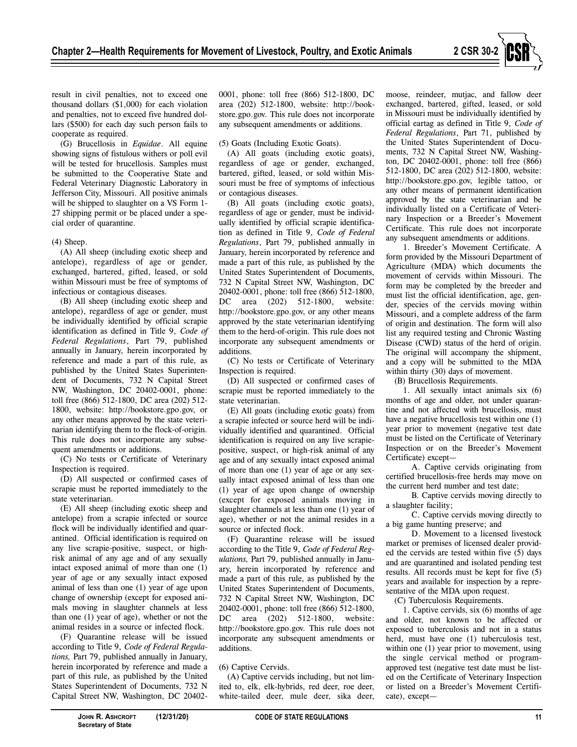result in civil penalties, not to exceed one thousand dollars ($1,000) for each violation and penalties, not to exceed five hundred dollars ($500) for each day such person fails to cooperate as required.

(G) Brucellosis in *Equidae*. All equine showing signs of fistulous withers or poll evil will be tested for brucellosis. Samples must be submitted to the Cooperative State and Federal Veterinary Diagnostic Laboratory in Jefferson City, Missouri. All positive animals will be shipped to slaughter on a VS Form 1-27 shipping permit or be placed under a special order of quarantine.

(4) Sheep.

(A) All sheep (including exotic sheep and antelope), regardless of age or gender, exchanged, bartered, gifted, leased, or sold within Missouri must be free of symptoms of infectious or contagious diseases.

(B) All sheep (including exotic sheep and antelope), regardless of age or gender, must be individually identified by official scrapie identification as defined in Title 9, *Code of Federal Regulations*, Part 79, published annually in January, herein incorporated by reference and made a part of this rule, as published by the United States Superintendent of Documents, 732 N Capital Street NW, Washington, DC 20402-0001, phone: toll free (866) 512-1800, DC area (202) 512-1800, website: http://bookstore.gpo.gov, or any other means approved by the state veterinarian identifying them to the flock-of-origin. This rule does not incorporate any subsequent amendments or additions.

(C) No tests or Certificate of Veterinary Inspection is required.

(D) All suspected or confirmed cases of scrapie must be reported immediately to the state veterinarian.

(E) All sheep (including exotic sheep and antelope) from a scrapie infected or source flock will be individually identified and quarantined. Official identification is required on any live scrapie-positive, suspect, or high-risk animal of any age and of any sexually intact exposed animal of more than one (1) year of age or any sexually intact exposed animal of less than one (1) year of age upon change of ownership (except for exposed animals moving in slaughter channels at less than one (1) year of age), whether or not the animal resides in a source or infected flock.

(F) Quarantine release will be issued according to Title 9, *Code of Federal Regulations,* Part 79, published annually in January, herein incorporated by reference and made a part of this rule, as published by the United States Superintendent of Documents, 732 N Capital Street NW, Washington, DC 20402-0001, phone: toll free (866) 512-1800, DC area (202) 512-1800, website: http://bookstore.gpo.gov. This rule does not incorporate any subsequent amendments or additions.

(5) Goats (Including Exotic Goats).

(A) All goats (including exotic goats), regardless of age or gender, exchanged, bartered, gifted, leased, or sold within Missouri must be free of symptoms of infectious or contagious diseases.

(B) All goats (including exotic goats), regardless of age or gender, must be individually identified by official scrapie identification as defined in Title 9, *Code of Federal Regulations*, Part 79, published annually in January, herein incorporated by reference and made a part of this rule, as published by the United States Superintendent of Documents, 732 N Capital Street NW, Washington, DC 20402-0001, phone: toll free (866) 512-1800, DC area (202) 512-1800, website: http://bookstore.gpo.gov, or any other means approved by the state veterinarian identifying them to the herd-of-origin. This rule does not incorporate any subsequent amendments or additions.

(C) No tests or Certificate of Veterinary Inspection is required.

(D) All suspected or confirmed cases of scrapie must be reported immediately to the state veterinarian.

(E) All goats (including exotic goats) from a scrapie infected or source herd will be individually identified and quarantined. Official identification is required on any live scrapie-positive, suspect, or high-risk animal of any age and of any sexually intact exposed animal of more than one (1) year of age or any sexually intact exposed animal of less than one (1) year of age upon change of ownership (except for exposed animals moving in slaughter channels at less than one (1) year of age), whether or not the animal resides in a source or infected flock.

(F) Quarantine release will be issued according to the Title 9, *Code of Federal Regulations,* Part 79, published annually in January, herein incorporated by reference and made a part of this rule, as published by the United States Superintendent of Documents, 732 N Capital Street NW, Washington, DC 20402-0001, phone: toll free (866) 512-1800, DC area (202) 512-1800, website: http://bookstore.gpo.gov. This rule does not incorporate any subsequent amendments or additions.

(6) Captive Cervids.

(A) Captive cervids including, but not limited to, elk, elk-hybrids, red deer, roe deer, white-tailed deer, mule deer, sika deer, moose, reindeer, mutjac, and fallow deer exchanged, bartered, gifted, leased, or sold in Missouri must be individually identified by official eartag as defined in Title 9, *Code of Federal Regulations*, Part 71, published by the United States Superintendent of Documents, 732 N Capital Street NW, Washington, DC 20402-0001, phone: toll free (866) 512-1800, DC area (202) 512-1800, website: http://bookstore.gpo.gov, legible tattoo, or any other means of permanent identification approved by the state veterinarian and be individually listed on a Certificate of Veterinary Inspection or a Breeder's Movement Certificate. This rule does not incorporate any subsequent amendments or additions.

1. Breeder's Movement Certificate. A form provided by the Missouri Department of Agriculture (MDA) which documents the movement of cervids within Missouri. The form may be completed by the breeder and must list the official identification, age, gender, species of the cervids moving within Missouri, and a complete address of the farm of origin and destination. The form will also list any required testing and Chronic Wasting Disease (CWD) status of the herd of origin. The original will accompany the shipment, and a copy will be submitted to the MDA within thirty (30) days of movement.

(B) Brucellosis Requirements.

1. All sexually intact animals six (6) months of age and older, not under quarantine and not affected with brucellosis, must have a negative brucellosis test within one (1) year prior to movement (negative test date must be listed on the Certificate of Veterinary Inspection or on the Breeder's Movement Certificate) except—

A. Captive cervids originating from certified brucellosis-free herds may move on the current herd number and test date;

B. Captive cervids moving directly to a slaughter facility;

C. Captive cervids moving directly to a big game hunting preserve; and

D. Movement to a licensed livestock market or premises of licensed dealer provided the cervids are tested within five (5) days and are quarantined and isolated pending test results. All records must be kept for five (5) years and available for inspection by a representative of the MDA upon request.

(C) Tuberculosis Requirements.

1. Captive cervids, six (6) months of age and older, not known to be affected or exposed to tuberculosis and not in a status herd, must have one (1) tuberculosis test, within one (1) year prior to movement, using the single cervical method or program-approved test (negative test date must be listed on the Certificate of Veterinary Inspection or listed on a Breeder's Movement Certificate), except—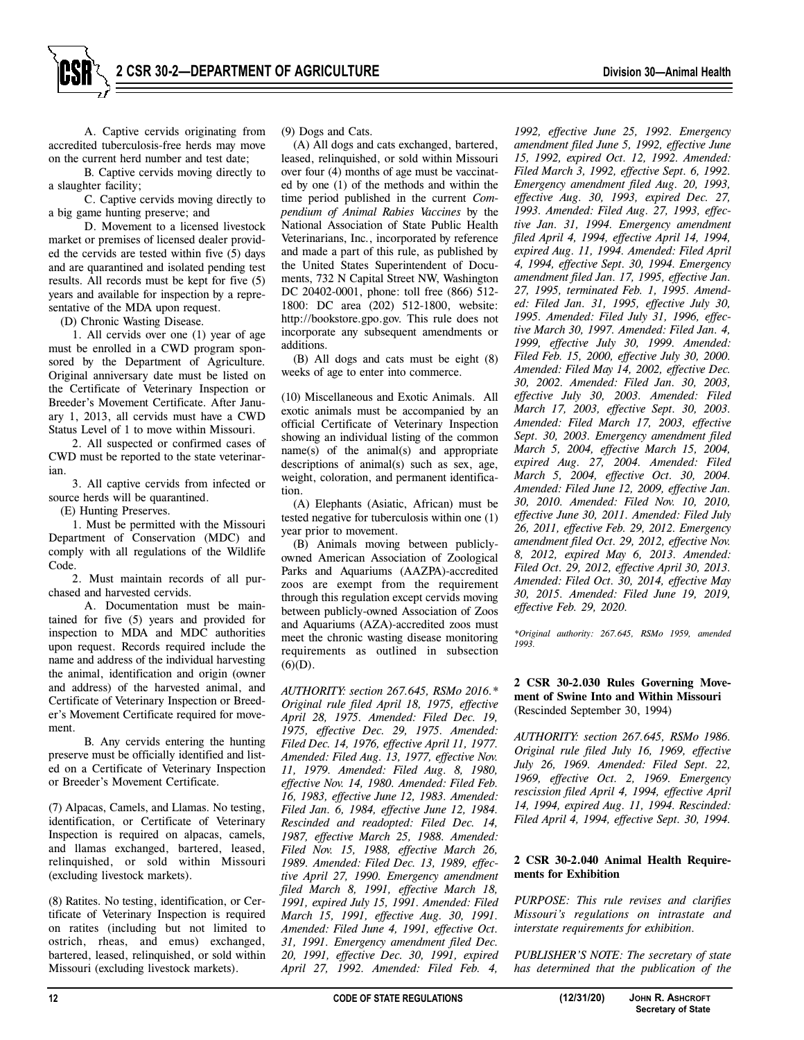A. Captive cervids originating from accredited tuberculosis-free herds may move on the current herd number and test date;

B. Captive cervids moving directly to a slaughter facility;

C. Captive cervids moving directly to a big game hunting preserve; and

D. Movement to a licensed livestock market or premises of licensed dealer provided the cervids are tested within five (5) days and are quarantined and isolated pending test results. All records must be kept for five (5) years and available for inspection by a representative of the MDA upon request.

(D) Chronic Wasting Disease.

1. All cervids over one (1) year of age must be enrolled in a CWD program sponsored by the Department of Agriculture. Original anniversary date must be listed on the Certificate of Veterinary Inspection or Breeder's Movement Certificate. After January 1, 2013, all cervids must have a CWD Status Level of 1 to move within Missouri.

2. All suspected or confirmed cases of CWD must be reported to the state veterinarian.

3. All captive cervids from infected or source herds will be quarantined.

(E) Hunting Preserves.

1. Must be permitted with the Missouri Department of Conservation (MDC) and comply with all regulations of the Wildlife Code.

2. Must maintain records of all purchased and harvested cervids.

A. Documentation must be maintained for five (5) years and provided for inspection to MDA and MDC authorities upon request. Records required include the name and address of the individual harvesting the animal, identification and origin (owner and address) of the harvested animal, and Certificate of Veterinary Inspection or Breeder's Movement Certificate required for movement.

B. Any cervids entering the hunting preserve must be officially identified and listed on a Certificate of Veterinary Inspection or Breeder's Movement Certificate.

(7) Alpacas, Camels, and Llamas. No testing, identification, or Certificate of Veterinary Inspection is required on alpacas, camels, and llamas exchanged, bartered, leased, relinquished, or sold within Missouri (excluding livestock markets).

(8) Ratites. No testing, identification, or Certificate of Veterinary Inspection is required on ratites (including but not limited to ostrich, rheas, and emus) exchanged, bartered, leased, relinquished, or sold within Missouri (excluding livestock markets).

(9) Dogs and Cats.

(A) All dogs and cats exchanged, bartered, leased, relinquished, or sold within Missouri over four (4) months of age must be vaccinated by one (1) of the methods and within the time period published in the current *Compendium of Animal Rabies Vaccines* by the National Association of State Public Health Veterinarians, Inc., incorporated by reference and made a part of this rule, as published by the United States Superintendent of Documents, 732 N Capital Street NW, Washington DC 20402-0001, phone: toll free (866) 512-1800: DC area (202) 512-1800, website: http://bookstore.gpo.gov. This rule does not incorporate any subsequent amendments or additions.

(B) All dogs and cats must be eight (8) weeks of age to enter into commerce.

(10) Miscellaneous and Exotic Animals. All exotic animals must be accompanied by an official Certificate of Veterinary Inspection showing an individual listing of the common name(s) of the animal(s) and appropriate descriptions of animal(s) such as sex, age, weight, coloration, and permanent identification.

(A) Elephants (Asiatic, African) must be tested negative for tuberculosis within one (1) year prior to movement.

(B) Animals moving between publicly-owned American Association of Zoological Parks and Aquariums (AAZPA)-accredited zoos are exempt from the requirement through this regulation except cervids moving between publicly-owned Association of Zoos and Aquariums (AZA)-accredited zoos must meet the chronic wasting disease monitoring requirements as outlined in subsection (6)(D).

*AUTHORITY: section 267.645, RSMo 2016.\* Original rule filed April 18, 1975, effective April 28, 1975. Amended: Filed Dec. 19, 1975, effective Dec. 29, 1975. Amended: Filed Dec. 14, 1976, effective April 11, 1977. Amended: Filed Aug. 13, 1977, effective Nov. 11, 1979. Amended: Filed Aug. 8, 1980, effective Nov. 14, 1980. Amended: Filed Feb. 16, 1983, effective June 12, 1983. Amended: Filed Jan. 6, 1984, effective June 12, 1984. Rescinded and readopted: Filed Dec. 14, 1987, effective March 25, 1988. Amended: Filed Nov. 15, 1988, effective March 26, 1989. Amended: Filed Dec. 13, 1989, effective April 27, 1990. Emergency amendment filed March 8, 1991, effective March 18, 1991, expired July 15, 1991. Amended: Filed March 15, 1991, effective Aug. 30, 1991. Amended: Filed June 4, 1991, effective Oct. 31, 1991. Emergency amendment filed Dec. 20, 1991, effective Dec. 30, 1991, expired April 27, 1992. Amended: Filed Feb. 4, 1992, effective June 25, 1992. Emergency amendment filed June 5, 1992, effective June 15, 1992, expired Oct. 12, 1992. Amended: Filed March 3, 1992, effective Sept. 6, 1992. Emergency amendment filed Aug. 20, 1993, effective Aug. 30, 1993, expired Dec. 27, 1993. Amended: Filed Aug. 27, 1993, effective Jan. 31, 1994. Emergency amendment filed April 4, 1994, effective April 14, 1994, expired Aug. 11, 1994. Amended: Filed April 4, 1994, effective Sept. 30, 1994. Emergency amendment filed Jan. 17, 1995, effective Jan. 27, 1995, terminated Feb. 1, 1995. Amended: Filed Jan. 31, 1995, effective July 30, 1995. Amended: Filed July 31, 1996, effective March 30, 1997. Amended: Filed Jan. 4, 1999, effective July 30, 1999. Amended: Filed Feb. 15, 2000, effective July 30, 2000. Amended: Filed May 14, 2002, effective Dec. 30, 2002. Amended: Filed Jan. 30, 2003, effective July 30, 2003. Amended: Filed March 17, 2003, effective Sept. 30, 2003. Amended: Filed March 17, 2003, effective Sept. 30, 2003. Emergency amendment filed March 5, 2004, effective March 15, 2004, expired Aug. 27, 2004. Amended: Filed March 5, 2004, effective Oct. 30, 2004. Amended: Filed June 12, 2009, effective Jan. 30, 2010. Amended: Filed Nov. 10, 2010, effective June 30, 2011. Amended: Filed July 26, 2011, effective Feb. 29, 2012. Emergency amendment filed Oct. 29, 2012, effective Nov. 8, 2012, expired May 6, 2013. Amended: Filed Oct. 29, 2012, effective April 30, 2013. Amended: Filed Oct. 30, 2014, effective May 30, 2015. Amended: Filed June 19, 2019, effective Feb. 29, 2020.*

*\*Original authority: 267.645, RSMo 1959, amended 1993.*

**2 CSR 30-2.030 Rules Governing Movement of Swine Into and Within Missouri** (Rescinded September 30, 1994)

*AUTHORITY: section 267.645, RSMo 1986. Original rule filed July 16, 1969, effective July 26, 1969. Amended: Filed Sept. 22, 1969, effective Oct. 2, 1969. Emergency rescission filed April 4, 1994, effective April 14, 1994, expired Aug. 11, 1994. Rescinded: Filed April 4, 1994, effective Sept. 30, 1994.*

**2 CSR 30-2.040 Animal Health Requirements for Exhibition**

*PURPOSE: This rule revises and clarifies Missouri's regulations on intrastate and interstate requirements for exhibition.*

*PUBLISHER'S NOTE: The secretary of state has determined that the publication of the*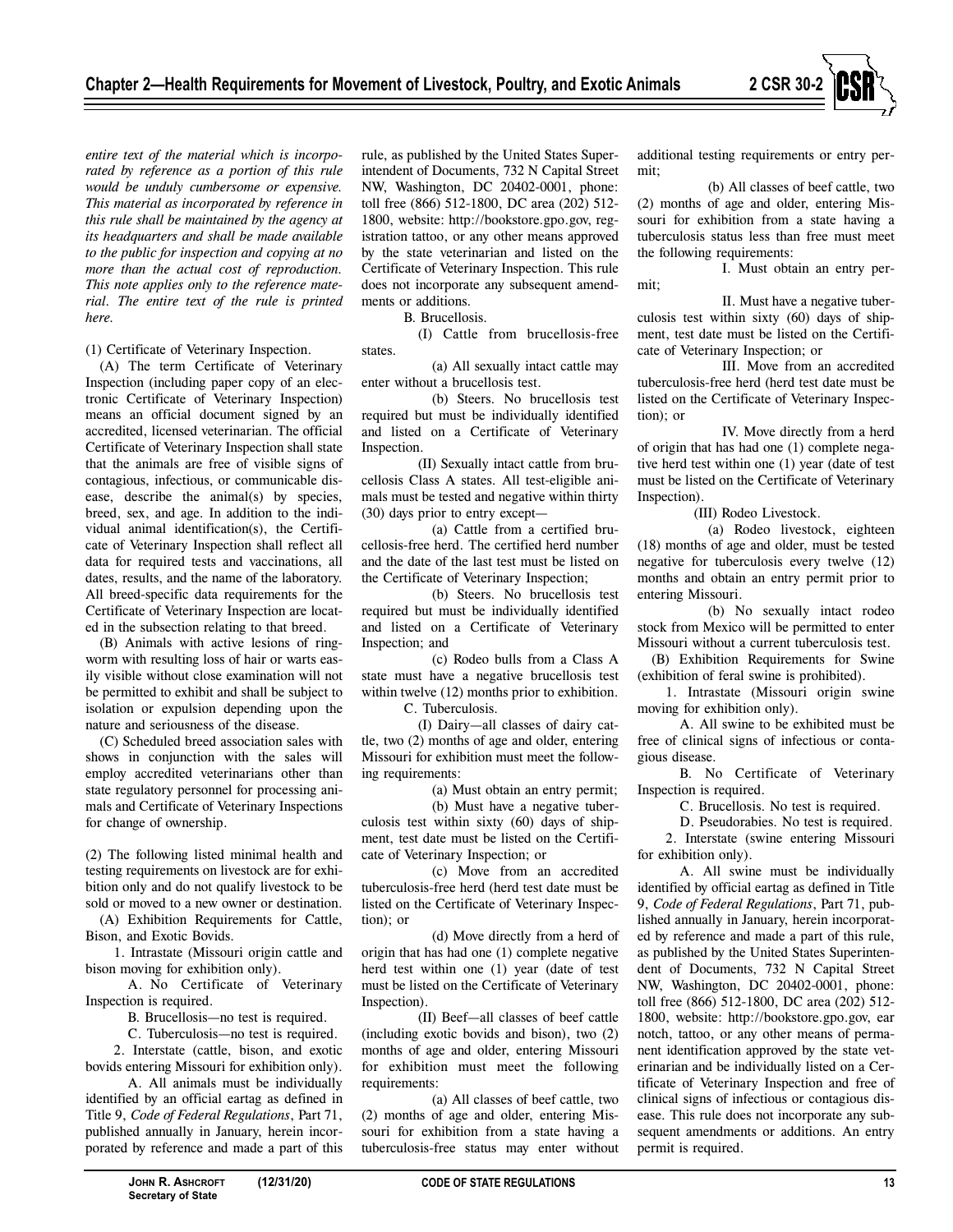*entire text of the material which is incorporated by reference as a portion of this rule would be unduly cumbersome or expensive. This material as incorporated by reference in this rule shall be maintained by the agency at its headquarters and shall be made available to the public for inspection and copying at no more than the actual cost of reproduction. This note applies only to the reference material. The entire text of the rule is printed here.*

(1) Certificate of Veterinary Inspection.

(A) The term Certificate of Veterinary Inspection (including paper copy of an electronic Certificate of Veterinary Inspection) means an official document signed by an accredited, licensed veterinarian. The official Certificate of Veterinary Inspection shall state that the animals are free of visible signs of contagious, infectious, or communicable disease, describe the animal(s) by species, breed, sex, and age. In addition to the individual animal identification(s), the Certificate of Veterinary Inspection shall reflect all data for required tests and vaccinations, all dates, results, and the name of the laboratory. All breed-specific data requirements for the Certificate of Veterinary Inspection are located in the subsection relating to that breed.

(B) Animals with active lesions of ringworm with resulting loss of hair or warts easily visible without close examination will not be permitted to exhibit and shall be subject to isolation or expulsion depending upon the nature and seriousness of the disease.

(C) Scheduled breed association sales with shows in conjunction with the sales will employ accredited veterinarians other than state regulatory personnel for processing animals and Certificate of Veterinary Inspections for change of ownership.

(2) The following listed minimal health and testing requirements on livestock are for exhibition only and do not qualify livestock to be sold or moved to a new owner or destination.

(A) Exhibition Requirements for Cattle, Bison, and Exotic Bovids.

1. Intrastate (Missouri origin cattle and bison moving for exhibition only).

A. No Certificate of Veterinary Inspection is required.

B. Brucellosis—no test is required.

C. Tuberculosis—no test is required.

2. Interstate (cattle, bison, and exotic bovids entering Missouri for exhibition only).

A. All animals must be individually identified by an official eartag as defined in Title 9, *Code of Federal Regulations*, Part 71, published annually in January, herein incorporated by reference and made a part of this rule, as published by the United States Superintendent of Documents, 732 N Capital Street NW, Washington, DC 20402-0001, phone: toll free (866) 512-1800, DC area (202) 512-1800, website: http://bookstore.gpo.gov, registration tattoo, or any other means approved by the state veterinarian and listed on the Certificate of Veterinary Inspection. This rule does not incorporate any subsequent amendments or additions.

B. Brucellosis.

(I) Cattle from brucellosis-free states.

(a) All sexually intact cattle may enter without a brucellosis test.

(b) Steers. No brucellosis test required but must be individually identified and listed on a Certificate of Veterinary Inspection.

(II) Sexually intact cattle from brucellosis Class A states. All test-eligible animals must be tested and negative within thirty (30) days prior to entry except—

(a) Cattle from a certified brucellosis-free herd. The certified herd number and the date of the last test must be listed on the Certificate of Veterinary Inspection;

(b) Steers. No brucellosis test required but must be individually identified and listed on a Certificate of Veterinary Inspection; and

(c) Rodeo bulls from a Class A state must have a negative brucellosis test within twelve (12) months prior to exhibition.

C. Tuberculosis.

(I) Dairy—all classes of dairy cattle, two (2) months of age and older, entering Missouri for exhibition must meet the following requirements:

(a) Must obtain an entry permit;

(b) Must have a negative tuberculosis test within sixty (60) days of shipment, test date must be listed on the Certificate of Veterinary Inspection; or

(c) Move from an accredited tuberculosis-free herd (herd test date must be listed on the Certificate of Veterinary Inspection); or

(d) Move directly from a herd of origin that has had one (1) complete negative herd test within one (1) year (date of test must be listed on the Certificate of Veterinary Inspection).

(II) Beef—all classes of beef cattle (including exotic bovids and bison), two (2) months of age and older, entering Missouri for exhibition must meet the following requirements:

(a) All classes of beef cattle, two (2) months of age and older, entering Missouri for exhibition from a state having a tuberculosis-free status may enter without additional testing requirements or entry permit;

(b) All classes of beef cattle, two (2) months of age and older, entering Missouri for exhibition from a state having a tuberculosis status less than free must meet the following requirements:

I. Must obtain an entry permit;

II. Must have a negative tuberculosis test within sixty (60) days of shipment, test date must be listed on the Certificate of Veterinary Inspection; or

III. Move from an accredited tuberculosis-free herd (herd test date must be listed on the Certificate of Veterinary Inspection); or

IV. Move directly from a herd of origin that has had one (1) complete negative herd test within one (1) year (date of test must be listed on the Certificate of Veterinary Inspection).

(III) Rodeo Livestock.

(a) Rodeo livestock, eighteen (18) months of age and older, must be tested negative for tuberculosis every twelve (12) months and obtain an entry permit prior to entering Missouri.

(b) No sexually intact rodeo stock from Mexico will be permitted to enter Missouri without a current tuberculosis test.

(B) Exhibition Requirements for Swine (exhibition of feral swine is prohibited).

1. Intrastate (Missouri origin swine moving for exhibition only).

A. All swine to be exhibited must be free of clinical signs of infectious or contagious disease.

B. No Certificate of Veterinary Inspection is required.

C. Brucellosis. No test is required.

D. Pseudorabies. No test is required.

2. Interstate (swine entering Missouri for exhibition only).

A. All swine must be individually identified by official eartag as defined in Title 9, *Code of Federal Regulations*, Part 71, published annually in January, herein incorporated by reference and made a part of this rule, as published by the United States Superintendent of Documents, 732 N Capital Street NW, Washington, DC 20402-0001, phone: toll free (866) 512-1800, DC area (202) 512-1800, website: http://bookstore.gpo.gov, ear notch, tattoo, or any other means of permanent identification approved by the state veterinarian and be individually listed on a Certificate of Veterinary Inspection and free of clinical signs of infectious or contagious disease. This rule does not incorporate any subsequent amendments or additions. An entry permit is required.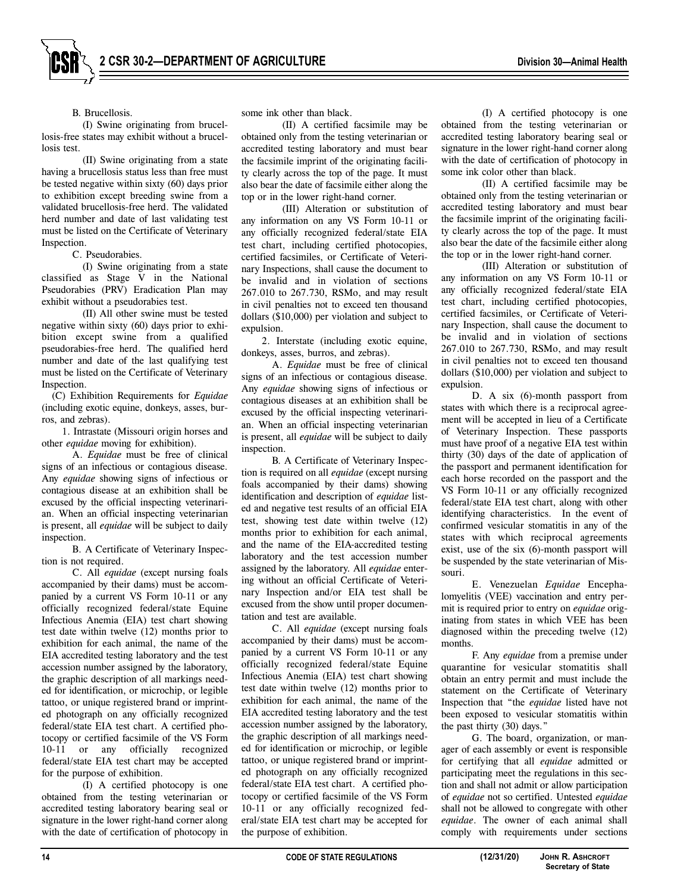B. Brucellosis.

(I) Swine originating from brucellosis-free states may exhibit without a brucellosis test.

(II) Swine originating from a state having a brucellosis status less than free must be tested negative within sixty (60) days prior to exhibition except breeding swine from a validated brucellosis-free herd. The validated herd number and date of last validating test must be listed on the Certificate of Veterinary Inspection.

C. Pseudorabies.

(I) Swine originating from a state classified as Stage V in the National Pseudorabies (PRV) Eradication Plan may exhibit without a pseudorabies test.

(II) All other swine must be tested negative within sixty (60) days prior to exhibition except swine from a qualified pseudorabies-free herd. The qualified herd number and date of the last qualifying test must be listed on the Certificate of Veterinary Inspection.

(C) Exhibition Requirements for *Equidae* (including exotic equine, donkeys, asses, burros, and zebras).

1. Intrastate (Missouri origin horses and other *equidae* moving for exhibition).

A. *Equidae* must be free of clinical signs of an infectious or contagious disease. Any *equidae* showing signs of infectious or contagious disease at an exhibition shall be excused by the official inspecting veterinarian. When an official inspecting veterinarian is present, all *equidae* will be subject to daily inspection.

B. A Certificate of Veterinary Inspection is not required.

C. All *equidae* (except nursing foals accompanied by their dams) must be accompanied by a current VS Form 10-11 or any officially recognized federal/state Equine Infectious Anemia (EIA) test chart showing test date within twelve (12) months prior to exhibition for each animal, the name of the EIA accredited testing laboratory and the test accession number assigned by the laboratory, the graphic description of all markings needed for identification, or microchip, or legible tattoo, or unique registered brand or imprinted photograph on any officially recognized federal/state EIA test chart. A certified photocopy or certified facsimile of the VS Form 10-11 or any officially recognized federal/state EIA test chart may be accepted for the purpose of exhibition.

(I) A certified photocopy is one obtained from the testing veterinarian or accredited testing laboratory bearing seal or signature in the lower right-hand corner along with the date of certification of photocopy in some ink other than black.

(II) A certified facsimile may be obtained only from the testing veterinarian or accredited testing laboratory and must bear the facsimile imprint of the originating facility clearly across the top of the page. It must also bear the date of facsimile either along the top or in the lower right-hand corner.

(III) Alteration or substitution of any information on any VS Form 10-11 or any officially recognized federal/state EIA test chart, including certified photocopies, certified facsimiles, or Certificate of Veterinary Inspections, shall cause the document to be invalid and in violation of sections 267.010 to 267.730, RSMo, and may result in civil penalties not to exceed ten thousand dollars ($10,000) per violation and subject to expulsion.

2. Interstate (including exotic equine, donkeys, asses, burros, and zebras).

A. *Equidae* must be free of clinical signs of an infectious or contagious disease. Any *equidae* showing signs of infectious or contagious diseases at an exhibition shall be excused by the official inspecting veterinarian. When an official inspecting veterinarian is present, all *equidae* will be subject to daily inspection.

B. A Certificate of Veterinary Inspection is required on all *equidae* (except nursing foals accompanied by their dams) showing identification and description of *equidae* listed and negative test results of an official EIA test, showing test date within twelve (12) months prior to exhibition for each animal, and the name of the EIA-accredited testing laboratory and the test accession number assigned by the laboratory. All *equidae* entering without an official Certificate of Veterinary Inspection and/or EIA test shall be excused from the show until proper documentation and test are available.

C. All *equidae* (except nursing foals accompanied by their dams) must be accompanied by a current VS Form 10-11 or any officially recognized federal/state Equine Infectious Anemia (EIA) test chart showing test date within twelve (12) months prior to exhibition for each animal, the name of the EIA accredited testing laboratory and the test accession number assigned by the laboratory, the graphic description of all markings needed for identification or microchip, or legible tattoo, or unique registered brand or imprinted photograph on any officially recognized federal/state EIA test chart. A certified photocopy or certified facsimile of the VS Form 10-11 or any officially recognized federal/state EIA test chart may be accepted for the purpose of exhibition.

(I) A certified photocopy is one obtained from the testing veterinarian or accredited testing laboratory bearing seal or signature in the lower right-hand corner along with the date of certification of photocopy in some ink color other than black.

(II) A certified facsimile may be obtained only from the testing veterinarian or accredited testing laboratory and must bear the facsimile imprint of the originating facility clearly across the top of the page. It must also bear the date of the facsimile either along the top or in the lower right-hand corner.

(III) Alteration or substitution of any information on any VS Form 10-11 or any officially recognized federal/state EIA test chart, including certified photocopies, certified facsimiles, or Certificate of Veterinary Inspection, shall cause the document to be invalid and in violation of sections 267.010 to 267.730, RSMo, and may result in civil penalties not to exceed ten thousand dollars ($10,000) per violation and subject to expulsion.

D. A six (6)-month passport from states with which there is a reciprocal agreement will be accepted in lieu of a Certificate of Veterinary Inspection. These passports must have proof of a negative EIA test within thirty (30) days of the date of application of the passport and permanent identification for each horse recorded on the passport and the VS Form 10-11 or any officially recognized federal/state EIA test chart, along with other identifying characteristics. In the event of confirmed vesicular stomatitis in any of the states with which reciprocal agreements exist, use of the six (6)-month passport will be suspended by the state veterinarian of Missouri.

E. Venezuelan *Equidae* Encephalomyelitis (VEE) vaccination and entry permit is required prior to entry on *equidae* originating from states in which VEE has been diagnosed within the preceding twelve (12) months.

F. Any *equidae* from a premise under quarantine for vesicular stomatitis shall obtain an entry permit and must include the statement on the Certificate of Veterinary Inspection that "the *equidae* listed have not been exposed to vesicular stomatitis within the past thirty (30) days."

G. The board, organization, or manager of each assembly or event is responsible for certifying that all *equidae* admitted or participating meet the regulations in this section and shall not admit or allow participation of *equidae* not so certified. Untested *equidae* shall not be allowed to congregate with other *equidae*. The owner of each animal shall comply with requirements under sections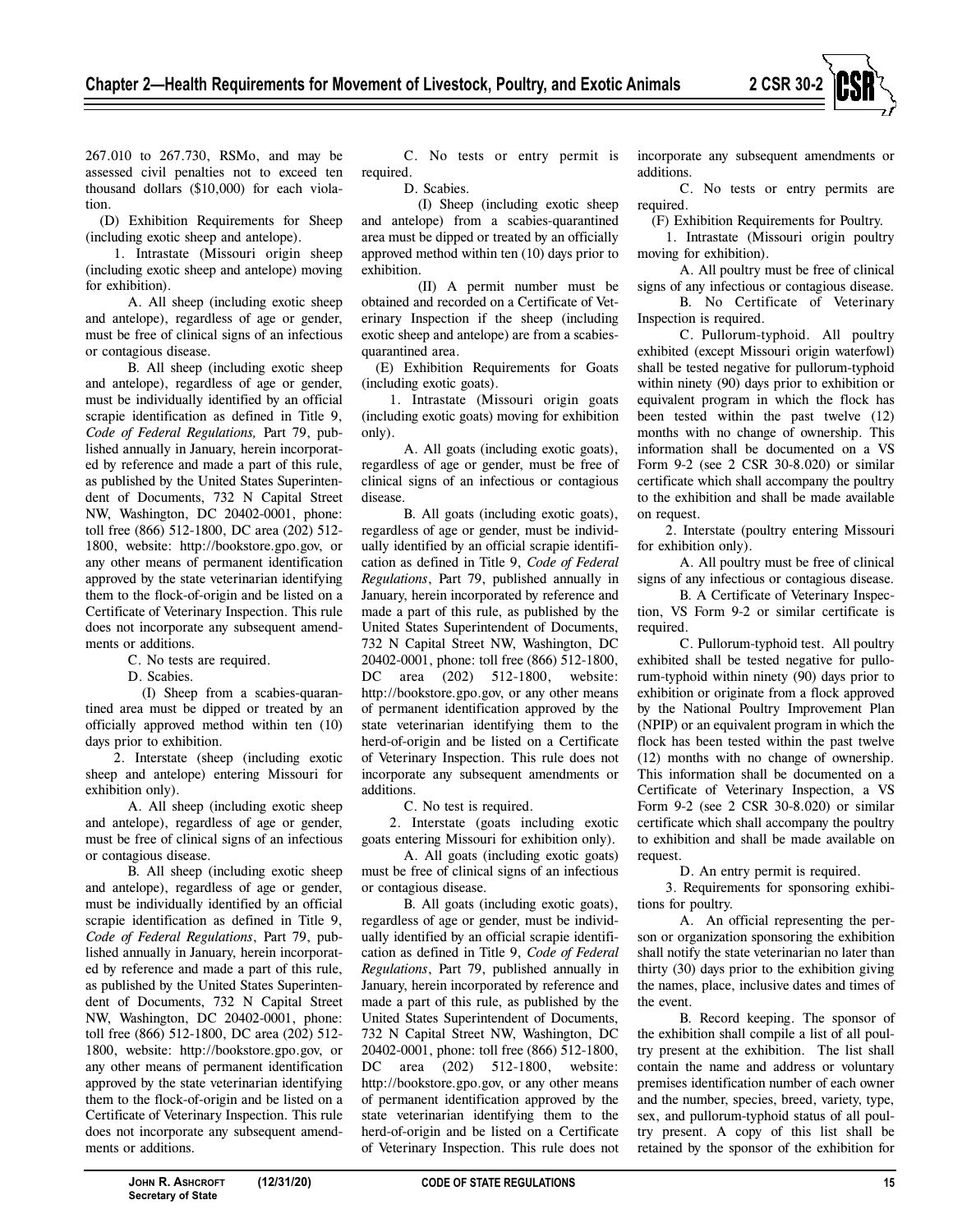267.010 to 267.730, RSMo, and may be assessed civil penalties not to exceed ten thousand dollars ($10,000) for each violation.

(D) Exhibition Requirements for Sheep (including exotic sheep and antelope).

1. Intrastate (Missouri origin sheep (including exotic sheep and antelope) moving for exhibition).

A. All sheep (including exotic sheep and antelope), regardless of age or gender, must be free of clinical signs of an infectious or contagious disease.

B. All sheep (including exotic sheep and antelope), regardless of age or gender, must be individually identified by an official scrapie identification as defined in Title 9, *Code of Federal Regulations,* Part 79, published annually in January, herein incorporated by reference and made a part of this rule, as published by the United States Superintendent of Documents, 732 N Capital Street NW, Washington, DC 20402-0001, phone: toll free (866) 512-1800, DC area (202) 512-1800, website: http://bookstore.gpo.gov, or any other means of permanent identification approved by the state veterinarian identifying them to the flock-of-origin and be listed on a Certificate of Veterinary Inspection. This rule does not incorporate any subsequent amendments or additions.

C. No tests are required.

D. Scabies.

(I) Sheep from a scabies-quarantined area must be dipped or treated by an officially approved method within ten (10) days prior to exhibition.

2. Interstate (sheep (including exotic sheep and antelope) entering Missouri for exhibition only).

A. All sheep (including exotic sheep and antelope), regardless of age or gender, must be free of clinical signs of an infectious or contagious disease.

B. All sheep (including exotic sheep and antelope), regardless of age or gender, must be individually identified by an official scrapie identification as defined in Title 9, *Code of Federal Regulations*, Part 79, published annually in January, herein incorporated by reference and made a part of this rule, as published by the United States Superintendent of Documents, 732 N Capital Street NW, Washington, DC 20402-0001, phone: toll free (866) 512-1800, DC area (202) 512-1800, website: http://bookstore.gpo.gov, or any other means of permanent identification approved by the state veterinarian identifying them to the flock-of-origin and be listed on a Certificate of Veterinary Inspection. This rule does not incorporate any subsequent amendments or additions.

C. No tests or entry permit is required.

D. Scabies.

(I) Sheep (including exotic sheep and antelope) from a scabies-quarantined area must be dipped or treated by an officially approved method within ten (10) days prior to exhibition.

(II) A permit number must be obtained and recorded on a Certificate of Veterinary Inspection if the sheep (including exotic sheep and antelope) are from a scabies-quarantined area.

(E) Exhibition Requirements for Goats (including exotic goats).

1. Intrastate (Missouri origin goats (including exotic goats) moving for exhibition only).

A. All goats (including exotic goats), regardless of age or gender, must be free of clinical signs of an infectious or contagious disease.

B. All goats (including exotic goats), regardless of age or gender, must be individually identified by an official scrapie identification as defined in Title 9, *Code of Federal Regulations*, Part 79, published annually in January, herein incorporated by reference and made a part of this rule, as published by the United States Superintendent of Documents, 732 N Capital Street NW, Washington, DC 20402-0001, phone: toll free (866) 512-1800, DC area (202) 512-1800, website: http://bookstore.gpo.gov, or any other means of permanent identification approved by the state veterinarian identifying them to the herd-of-origin and be listed on a Certificate of Veterinary Inspection. This rule does not incorporate any subsequent amendments or additions.

C. No test is required.

2. Interstate (goats including exotic goats entering Missouri for exhibition only).

A. All goats (including exotic goats) must be free of clinical signs of an infectious or contagious disease.

B. All goats (including exotic goats), regardless of age or gender, must be individually identified by an official scrapie identification as defined in Title 9, *Code of Federal Regulations*, Part 79, published annually in January, herein incorporated by reference and made a part of this rule, as published by the United States Superintendent of Documents, 732 N Capital Street NW, Washington, DC 20402-0001, phone: toll free (866) 512-1800, DC area (202) 512-1800, website: http://bookstore.gpo.gov, or any other means of permanent identification approved by the state veterinarian identifying them to the herd-of-origin and be listed on a Certificate of Veterinary Inspection. This rule does not incorporate any subsequent amendments or additions.

C. No tests or entry permits are required.

(F) Exhibition Requirements for Poultry.

1. Intrastate (Missouri origin poultry moving for exhibition).

A. All poultry must be free of clinical signs of any infectious or contagious disease.

B. No Certificate of Veterinary Inspection is required.

C. Pullorum-typhoid. All poultry exhibited (except Missouri origin waterfowl) shall be tested negative for pullorum-typhoid within ninety (90) days prior to exhibition or equivalent program in which the flock has been tested within the past twelve (12) months with no change of ownership. This information shall be documented on a VS Form 9-2 (see 2 CSR 30-8.020) or similar certificate which shall accompany the poultry to the exhibition and shall be made available on request.

2. Interstate (poultry entering Missouri for exhibition only).

A. All poultry must be free of clinical signs of any infectious or contagious disease.

B. A Certificate of Veterinary Inspection, VS Form 9-2 or similar certificate is required.

C. Pullorum-typhoid test. All poultry exhibited shall be tested negative for pullorum-typhoid within ninety (90) days prior to exhibition or originate from a flock approved by the National Poultry Improvement Plan (NPIP) or an equivalent program in which the flock has been tested within the past twelve (12) months with no change of ownership. This information shall be documented on a Certificate of Veterinary Inspection, a VS Form 9-2 (see 2 CSR 30-8.020) or similar certificate which shall accompany the poultry to exhibition and shall be made available on request.

D. An entry permit is required.

3. Requirements for sponsoring exhibitions for poultry.

A. An official representing the person or organization sponsoring the exhibition shall notify the state veterinarian no later than thirty (30) days prior to the exhibition giving the names, place, inclusive dates and times of the event.

B. Record keeping. The sponsor of the exhibition shall compile a list of all poultry present at the exhibition. The list shall contain the name and address or voluntary premises identification number of each owner and the number, species, breed, variety, type, sex, and pullorum-typhoid status of all poultry present. A copy of this list shall be retained by the sponsor of the exhibition for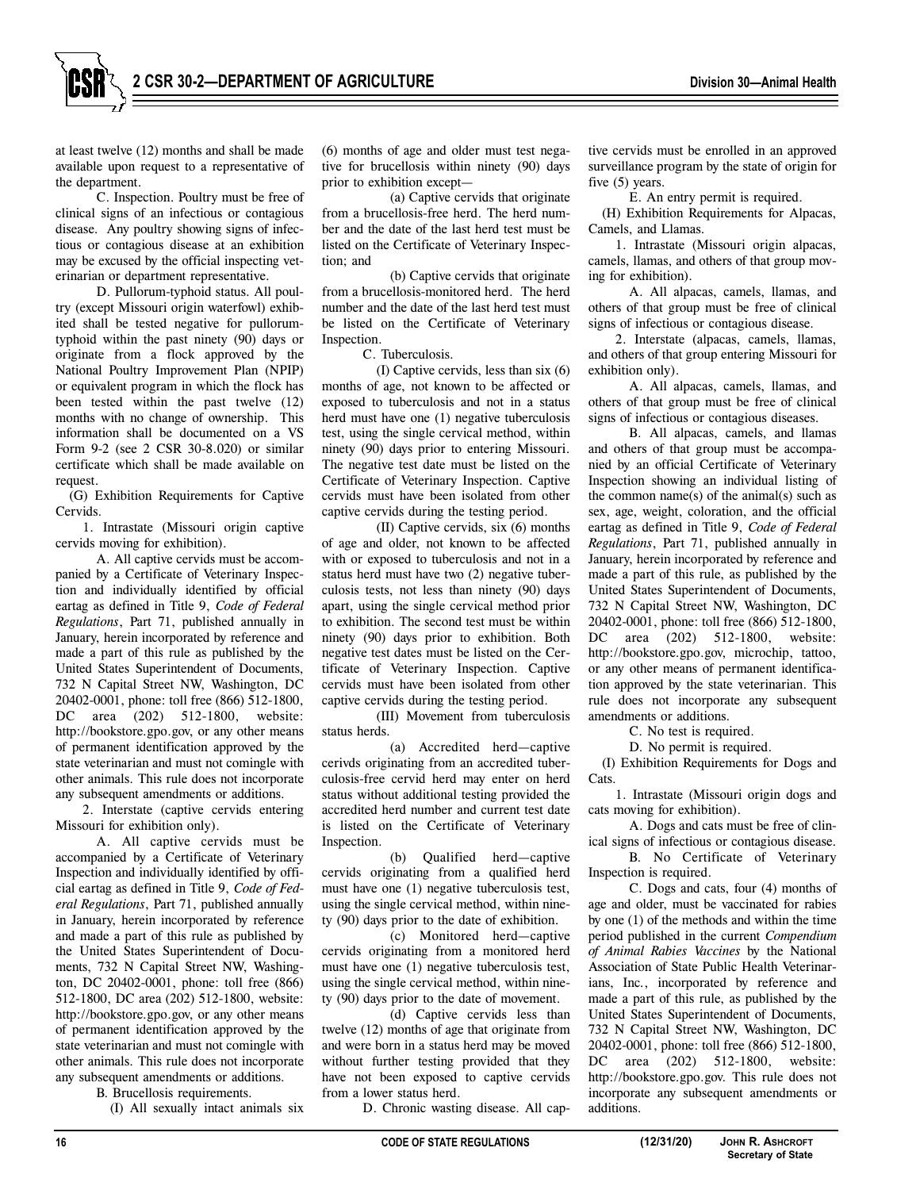at least twelve (12) months and shall be made available upon request to a representative of the department.

C. Inspection. Poultry must be free of clinical signs of an infectious or contagious disease. Any poultry showing signs of infectious or contagious disease at an exhibition may be excused by the official inspecting veterinarian or department representative.

D. Pullorum-typhoid status. All poultry (except Missouri origin waterfowl) exhibited shall be tested negative for pullorum-typhoid within the past ninety (90) days or originate from a flock approved by the National Poultry Improvement Plan (NPIP) or equivalent program in which the flock has been tested within the past twelve (12) months with no change of ownership. This information shall be documented on a VS Form 9-2 (see 2 CSR 30-8.020) or similar certificate which shall be made available on request.

(G) Exhibition Requirements for Captive Cervids.

1. Intrastate (Missouri origin captive cervids moving for exhibition).

A. All captive cervids must be accompanied by a Certificate of Veterinary Inspection and individually identified by official eartag as defined in Title 9, *Code of Federal Regulations*, Part 71, published annually in January, herein incorporated by reference and made a part of this rule as published by the United States Superintendent of Documents, 732 N Capital Street NW, Washington, DC 20402-0001, phone: toll free (866) 512-1800, DC area (202) 512-1800, website: http://bookstore.gpo.gov, or any other means of permanent identification approved by the state veterinarian and must not comingle with other animals. This rule does not incorporate any subsequent amendments or additions.

2. Interstate (captive cervids entering Missouri for exhibition only).

A. All captive cervids must be accompanied by a Certificate of Veterinary Inspection and individually identified by official eartag as defined in Title 9, *Code of Federal Regulations*, Part 71, published annually in January, herein incorporated by reference and made a part of this rule as published by the United States Superintendent of Documents, 732 N Capital Street NW, Washington, DC 20402-0001, phone: toll free (866) 512-1800, DC area (202) 512-1800, website: http://bookstore.gpo.gov, or any other means of permanent identification approved by the state veterinarian and must not comingle with other animals. This rule does not incorporate any subsequent amendments or additions.

B. Brucellosis requirements.

(I) All sexually intact animals six (6) months of age and older must test negative for brucellosis within ninety (90) days prior to exhibition except—

(a) Captive cervids that originate from a brucellosis-free herd. The herd number and the date of the last herd test must be listed on the Certificate of Veterinary Inspection; and

(b) Captive cervids that originate from a brucellosis-monitored herd. The herd number and the date of the last herd test must be listed on the Certificate of Veterinary Inspection.

C. Tuberculosis.

(I) Captive cervids, less than six (6) months of age, not known to be affected or exposed to tuberculosis and not in a status herd must have one (1) negative tuberculosis test, using the single cervical method, within ninety (90) days prior to entering Missouri. The negative test date must be listed on the Certificate of Veterinary Inspection. Captive cervids must have been isolated from other captive cervids during the testing period.

(II) Captive cervids, six (6) months of age and older, not known to be affected with or exposed to tuberculosis and not in a status herd must have two (2) negative tuberculosis tests, not less than ninety (90) days apart, using the single cervical method prior to exhibition. The second test must be within ninety (90) days prior to exhibition. Both negative test dates must be listed on the Certificate of Veterinary Inspection. Captive cervids must have been isolated from other captive cervids during the testing period.

(III) Movement from tuberculosis status herds.

(a) Accredited herd—captive cerivds originating from an accredited tuberculosis-free cervid herd may enter on herd status without additional testing provided the accredited herd number and current test date is listed on the Certificate of Veterinary Inspection.

(b) Qualified herd—captive cervids originating from a qualified herd must have one (1) negative tuberculosis test, using the single cervical method, within ninety (90) days prior to the date of exhibition.

(c) Monitored herd—captive cervids originating from a monitored herd must have one (1) negative tuberculosis test, using the single cervical method, within ninety (90) days prior to the date of movement.

(d) Captive cervids less than twelve (12) months of age that originate from and were born in a status herd may be moved without further testing provided that they have not been exposed to captive cervids from a lower status herd.

D. Chronic wasting disease. All captive cervids must be enrolled in an approved surveillance program by the state of origin for five (5) years.

E. An entry permit is required.

(H) Exhibition Requirements for Alpacas, Camels, and Llamas.

1. Intrastate (Missouri origin alpacas, camels, llamas, and others of that group moving for exhibition).

A. All alpacas, camels, llamas, and others of that group must be free of clinical signs of infectious or contagious disease.

2. Interstate (alpacas, camels, llamas, and others of that group entering Missouri for exhibition only).

A. All alpacas, camels, llamas, and others of that group must be free of clinical signs of infectious or contagious diseases.

B. All alpacas, camels, and llamas and others of that group must be accompanied by an official Certificate of Veterinary Inspection showing an individual listing of the common name(s) of the animal(s) such as sex, age, weight, coloration, and the official eartag as defined in Title 9, *Code of Federal Regulations*, Part 71, published annually in January, herein incorporated by reference and made a part of this rule, as published by the United States Superintendent of Documents, 732 N Capital Street NW, Washington, DC 20402-0001, phone: toll free (866) 512-1800, DC area (202) 512-1800, website: http://bookstore.gpo.gov, microchip, tattoo, or any other means of permanent identification approved by the state veterinarian. This rule does not incorporate any subsequent amendments or additions.

C. No test is required.

D. No permit is required.

(I) Exhibition Requirements for Dogs and Cats.

1. Intrastate (Missouri origin dogs and cats moving for exhibition).

A. Dogs and cats must be free of clinical signs of infectious or contagious disease.

B. No Certificate of Veterinary Inspection is required.

C. Dogs and cats, four (4) months of age and older, must be vaccinated for rabies by one (1) of the methods and within the time period published in the current *Compendium of Animal Rabies Vaccines* by the National Association of State Public Health Veterinarians, Inc., incorporated by reference and made a part of this rule, as published by the United States Superintendent of Documents, 732 N Capital Street NW, Washington, DC 20402-0001, phone: toll free (866) 512-1800, DC area (202) 512-1800, website: http://bookstore.gpo.gov. This rule does not incorporate any subsequent amendments or additions.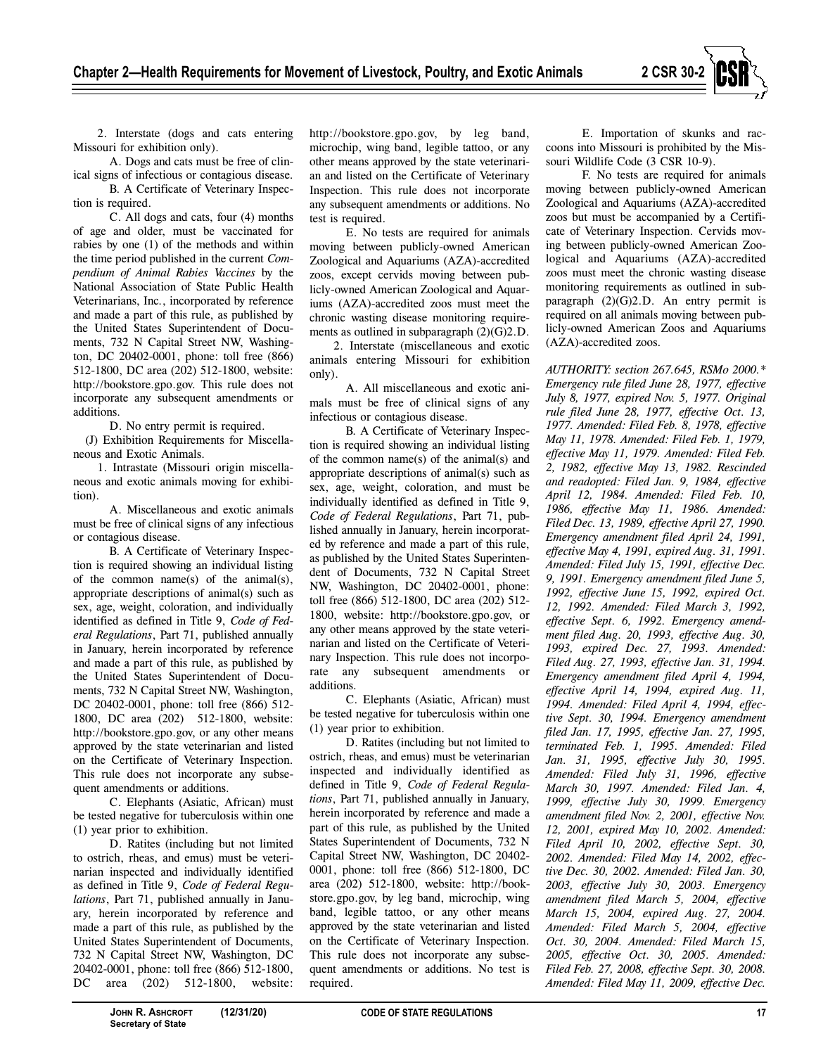2. Interstate (dogs and cats entering Missouri for exhibition only).

A. Dogs and cats must be free of clinical signs of infectious or contagious disease.

B. A Certificate of Veterinary Inspection is required.

C. All dogs and cats, four (4) months of age and older, must be vaccinated for rabies by one (1) of the methods and within the time period published in the current *Compendium of Animal Rabies Vaccines* by the National Association of State Public Health Veterinarians, Inc., incorporated by reference and made a part of this rule, as published by the United States Superintendent of Documents, 732 N Capital Street NW, Washington, DC 20402-0001, phone: toll free (866) 512-1800, DC area (202) 512-1800, website: http://bookstore.gpo.gov. This rule does not incorporate any subsequent amendments or additions.

D. No entry permit is required.

(J) Exhibition Requirements for Miscellaneous and Exotic Animals.

1. Intrastate (Missouri origin miscellaneous and exotic animals moving for exhibition).

A. Miscellaneous and exotic animals must be free of clinical signs of any infectious or contagious disease.

B. A Certificate of Veterinary Inspection is required showing an individual listing of the common name(s) of the animal(s), appropriate descriptions of animal(s) such as sex, age, weight, coloration, and individually identified as defined in Title 9, *Code of Federal Regulations*, Part 71, published annually in January, herein incorporated by reference and made a part of this rule, as published by the United States Superintendent of Documents, 732 N Capital Street NW, Washington, DC 20402-0001, phone: toll free (866) 512-1800, DC area (202) 512-1800, website: http://bookstore.gpo.gov, or any other means approved by the state veterinarian and listed on the Certificate of Veterinary Inspection. This rule does not incorporate any subsequent amendments or additions.

C. Elephants (Asiatic, African) must be tested negative for tuberculosis within one (1) year prior to exhibition.

D. Ratites (including but not limited to ostrich, rheas, and emus) must be veterinarian inspected and individually identified as defined in Title 9, *Code of Federal Regulations*, Part 71, published annually in January, herein incorporated by reference and made a part of this rule, as published by the United States Superintendent of Documents, 732 N Capital Street NW, Washington, DC 20402-0001, phone: toll free (866) 512-1800, DC area (202) 512-1800, website: http://bookstore.gpo.gov, by leg band, microchip, wing band, legible tattoo, or any other means approved by the state veterinarian and listed on the Certificate of Veterinary Inspection. This rule does not incorporate any subsequent amendments or additions. No test is required.

E. No tests are required for animals moving between publicly-owned American Zoological and Aquariums (AZA)-accredited zoos, except cervids moving between publicly-owned American Zoological and Aquariums (AZA)-accredited zoos must meet the chronic wasting disease monitoring requirements as outlined in subparagraph (2)(G)2.D.

2. Interstate (miscellaneous and exotic animals entering Missouri for exhibition only).

A. All miscellaneous and exotic animals must be free of clinical signs of any infectious or contagious disease.

B. A Certificate of Veterinary Inspection is required showing an individual listing of the common name(s) of the animal(s) and appropriate descriptions of animal(s) such as sex, age, weight, coloration, and must be individually identified as defined in Title 9, *Code of Federal Regulations*, Part 71, published annually in January, herein incorporated by reference and made a part of this rule, as published by the United States Superintendent of Documents, 732 N Capital Street NW, Washington, DC 20402-0001, phone: toll free (866) 512-1800, DC area (202) 512-1800, website: http://bookstore.gpo.gov, or any other means approved by the state veterinarian and listed on the Certificate of Veterinary Inspection. This rule does not incorporate any subsequent amendments or additions.

C. Elephants (Asiatic, African) must be tested negative for tuberculosis within one (1) year prior to exhibition.

D. Ratites (including but not limited to ostrich, rheas, and emus) must be veterinarian inspected and individually identified as defined in Title 9, *Code of Federal Regulations*, Part 71, published annually in January, herein incorporated by reference and made a part of this rule, as published by the United States Superintendent of Documents, 732 N Capital Street NW, Washington, DC 20402-0001, phone: toll free (866) 512-1800, DC area (202) 512-1800, website: http://bookstore.gpo.gov, by leg band, microchip, wing band, legible tattoo, or any other means approved by the state veterinarian and listed on the Certificate of Veterinary Inspection. This rule does not incorporate any subsequent amendments or additions. No test is required.

E. Importation of skunks and raccoons into Missouri is prohibited by the Missouri Wildlife Code (3 CSR 10-9).

F. No tests are required for animals moving between publicly-owned American Zoological and Aquariums (AZA)-accredited zoos but must be accompanied by a Certificate of Veterinary Inspection. Cervids moving between publicly-owned American Zoological and Aquariums (AZA)-accredited zoos must meet the chronic wasting disease monitoring requirements as outlined in subparagraph (2)(G)2.D. An entry permit is required on all animals moving between publicly-owned American Zoos and Aquariums (AZA)-accredited zoos.

*AUTHORITY: section 267.645, RSMo 2000.\* Emergency rule filed June 28, 1977, effective July 8, 1977, expired Nov. 5, 1977. Original rule filed June 28, 1977, effective Oct. 13, 1977. Amended: Filed Feb. 8, 1978, effective May 11, 1978. Amended: Filed Feb. 1, 1979, effective May 11, 1979. Amended: Filed Feb. 2, 1982, effective May 13, 1982. Rescinded and readopted: Filed Jan. 9, 1984, effective April 12, 1984. Amended: Filed Feb. 10, 1986, effective May 11, 1986. Amended: Filed Dec. 13, 1989, effective April 27, 1990. Emergency amendment filed April 24, 1991, effective May 4, 1991, expired Aug. 31, 1991. Amended: Filed July 15, 1991, effective Dec. 9, 1991. Emergency amendment filed June 5, 1992, effective June 15, 1992, expired Oct. 12, 1992. Amended: Filed March 3, 1992, effective Sept. 6, 1992. Emergency amendment filed Aug. 20, 1993, effective Aug. 30, 1993, expired Dec. 27, 1993. Amended: Filed Aug. 27, 1993, effective Jan. 31, 1994. Emergency amendment filed April 4, 1994, effective April 14, 1994, expired Aug. 11, 1994. Amended: Filed April 4, 1994, effective Sept. 30, 1994. Emergency amendment filed Jan. 17, 1995, effective Jan. 27, 1995, terminated Feb. 1, 1995. Amended: Filed Jan. 31, 1995, effective July 30, 1995. Amended: Filed July 31, 1996, effective March 30, 1997. Amended: Filed Jan. 4, 1999, effective July 30, 1999. Emergency amendment filed Nov. 2, 2001, effective Nov. 12, 2001, expired May 10, 2002. Amended: Filed April 10, 2002, effective Sept. 30, 2002. Amended: Filed May 14, 2002, effective Dec. 30, 2002. Amended: Filed Jan. 30, 2003, effective July 30, 2003. Emergency amendment filed March 5, 2004, effective March 15, 2004, expired Aug. 27, 2004. Amended: Filed March 5, 2004, effective Oct. 30, 2004. Amended: Filed March 15, 2005, effective Oct. 30, 2005. Amended: Filed Feb. 27, 2008, effective Sept. 30, 2008. Amended: Filed May 11, 2009, effective Dec.*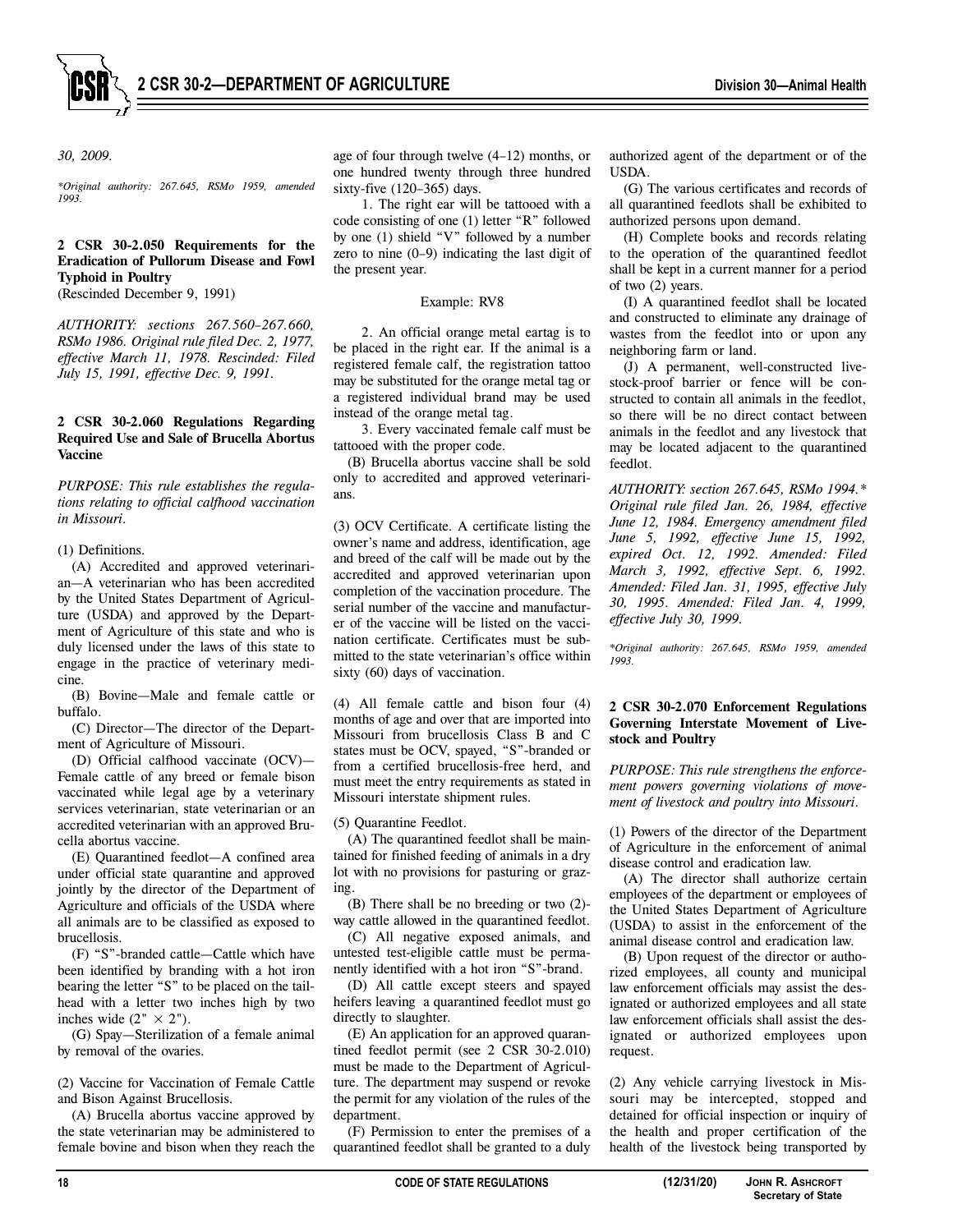*30, 2009.*

*\*Original authority: 267.645, RSMo 1959, amended 1993.*

**2 CSR 30-2.050 Requirements for the Eradication of Pullorum Disease and Fowl Typhoid in Poultry**
(Rescinded December 9, 1991)

*AUTHORITY: sections 267.560–267.660, RSMo 1986. Original rule filed Dec. 2, 1977, effective March 11, 1978. Rescinded: Filed July 15, 1991, effective Dec. 9, 1991.*

**2 CSR 30-2.060 Regulations Regarding Required Use and Sale of Brucella Abortus Vaccine**

*PURPOSE: This rule establishes the regulations relating to official calfhood vaccination in Missouri.*

(1) Definitions.

(A) Accredited and approved veterinarian—A veterinarian who has been accredited by the United States Department of Agriculture (USDA) and approved by the Department of Agriculture of this state and who is duly licensed under the laws of this state to engage in the practice of veterinary medicine.

(B) Bovine—Male and female cattle or buffalo.

(C) Director—The director of the Department of Agriculture of Missouri.

(D) Official calfhood vaccinate (OCV)—Female cattle of any breed or female bison vaccinated while legal age by a veterinary services veterinarian, state veterinarian or an accredited veterinarian with an approved Brucella abortus vaccine.

(E) Quarantined feedlot—A confined area under official state quarantine and approved jointly by the director of the Department of Agriculture and officials of the USDA where all animals are to be classified as exposed to brucellosis.

(F) "S"-branded cattle—Cattle which have been identified by branding with a hot iron bearing the letter "S" to be placed on the tailhead with a letter two inches high by two inches wide (2" × 2").

(G) Spay—Sterilization of a female animal by removal of the ovaries.

(2) Vaccine for Vaccination of Female Cattle and Bison Against Brucellosis.

(A) Brucella abortus vaccine approved by the state veterinarian may be administered to female bovine and bison when they reach the age of four through twelve (4–12) months, or one hundred twenty through three hundred sixty-five (120–365) days.

1. The right ear will be tattooed with a code consisting of one (1) letter "R" followed by one (1) shield "V" followed by a number zero to nine (0–9) indicating the last digit of the present year.

Example: RV8

2. An official orange metal eartag is to be placed in the right ear. If the animal is a registered female calf, the registration tattoo may be substituted for the orange metal tag or a registered individual brand may be used instead of the orange metal tag.

3. Every vaccinated female calf must be tattooed with the proper code.

(B) Brucella abortus vaccine shall be sold only to accredited and approved veterinarians.

(3) OCV Certificate. A certificate listing the owner's name and address, identification, age and breed of the calf will be made out by the accredited and approved veterinarian upon completion of the vaccination procedure. The serial number of the vaccine and manufacturer of the vaccine will be listed on the vaccination certificate. Certificates must be submitted to the state veterinarian's office within sixty (60) days of vaccination.

(4) All female cattle and bison four (4) months of age and over that are imported into Missouri from brucellosis Class B and C states must be OCV, spayed, "S"-branded or from a certified brucellosis-free herd, and must meet the entry requirements as stated in Missouri interstate shipment rules.

(5) Quarantine Feedlot.

(A) The quarantined feedlot shall be maintained for finished feeding of animals in a dry lot with no provisions for pasturing or grazing.

(B) There shall be no breeding or two (2)-way cattle allowed in the quarantined feedlot.

(C) All negative exposed animals, and untested test-eligible cattle must be permanently identified with a hot iron "S"-brand.

(D) All cattle except steers and spayed heifers leaving a quarantined feedlot must go directly to slaughter.

(E) An application for an approved quarantined feedlot permit (see 2 CSR 30-2.010) must be made to the Department of Agriculture. The department may suspend or revoke the permit for any violation of the rules of the department.

(F) Permission to enter the premises of a quarantined feedlot shall be granted to a duly authorized agent of the department or of the USDA.

(G) The various certificates and records of all quarantined feedlots shall be exhibited to authorized persons upon demand.

(H) Complete books and records relating to the operation of the quarantined feedlot shall be kept in a current manner for a period of two (2) years.

(I) A quarantined feedlot shall be located and constructed to eliminate any drainage of wastes from the feedlot into or upon any neighboring farm or land.

(J) A permanent, well-constructed livestock-proof barrier or fence will be constructed to contain all animals in the feedlot, so there will be no direct contact between animals in the feedlot and any livestock that may be located adjacent to the quarantined feedlot.

*AUTHORITY: section 267.645, RSMo 1994.\* Original rule filed Jan. 26, 1984, effective June 12, 1984. Emergency amendment filed June 5, 1992, effective June 15, 1992, expired Oct. 12, 1992. Amended: Filed March 3, 1992, effective Sept. 6, 1992. Amended: Filed Jan. 31, 1995, effective July 30, 1995. Amended: Filed Jan. 4, 1999, effective July 30, 1999.*

*\*Original authority: 267.645, RSMo 1959, amended 1993.*

**2 CSR 30-2.070 Enforcement Regulations Governing Interstate Movement of Livestock and Poultry**

*PURPOSE: This rule strengthens the enforcement powers governing violations of movement of livestock and poultry into Missouri.*

(1) Powers of the director of the Department of Agriculture in the enforcement of animal disease control and eradication law.

(A) The director shall authorize certain employees of the department or employees of the United States Department of Agriculture (USDA) to assist in the enforcement of the animal disease control and eradication law.

(B) Upon request of the director or authorized employees, all county and municipal law enforcement officials may assist the designated or authorized employees and all state law enforcement officials shall assist the designated or authorized employees upon request.

(2) Any vehicle carrying livestock in Missouri may be intercepted, stopped and detained for official inspection or inquiry of the health and proper certification of the health of the livestock being transported by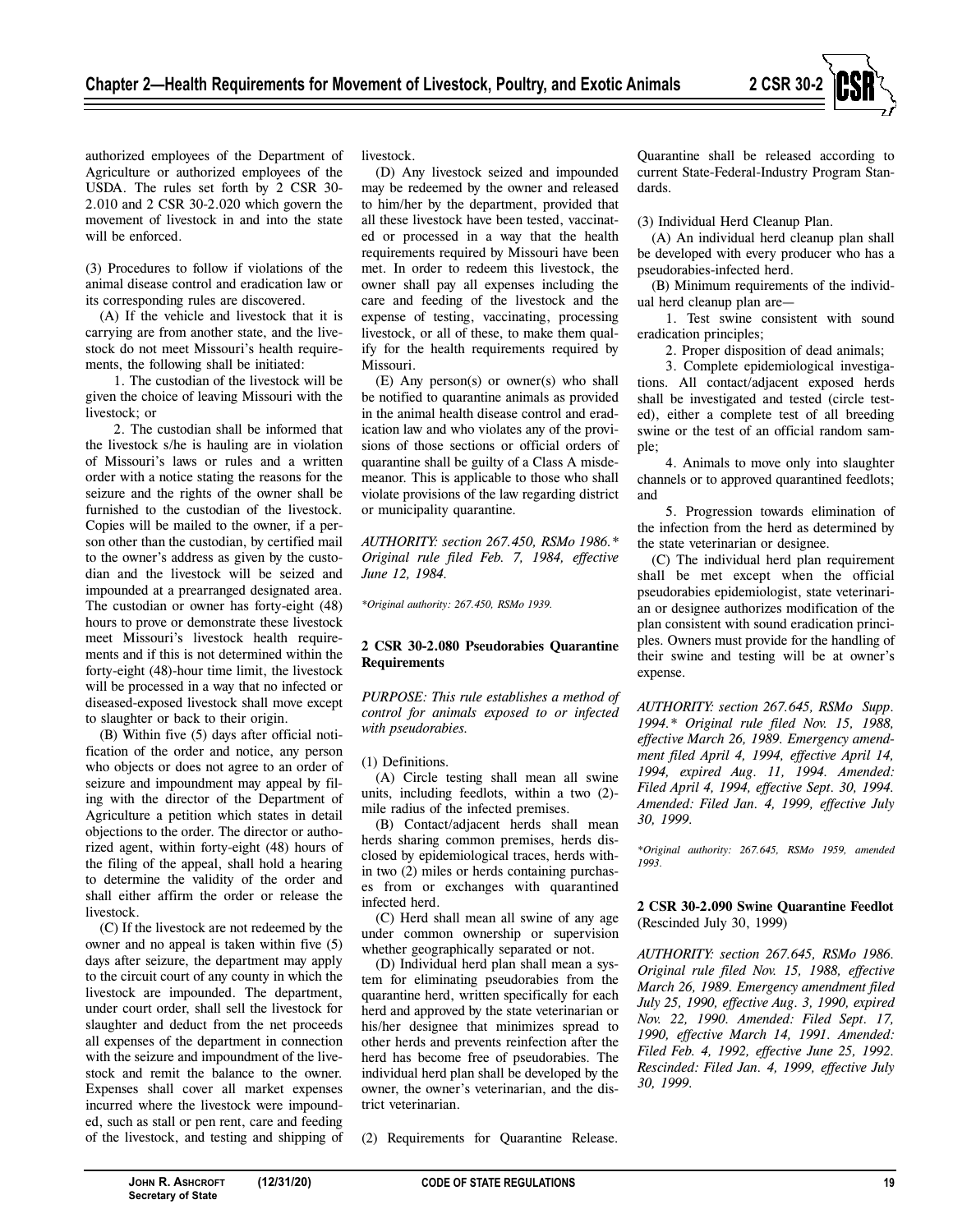authorized employees of the Department of Agriculture or authorized employees of the USDA. The rules set forth by 2 CSR 30-2.010 and 2 CSR 30-2.020 which govern the movement of livestock in and into the state will be enforced.

(3) Procedures to follow if violations of the animal disease control and eradication law or its corresponding rules are discovered.

(A) If the vehicle and livestock that it is carrying are from another state, and the livestock do not meet Missouri's health requirements, the following shall be initiated:

1. The custodian of the livestock will be given the choice of leaving Missouri with the livestock; or

2. The custodian shall be informed that the livestock s/he is hauling are in violation of Missouri's laws or rules and a written order with a notice stating the reasons for the seizure and the rights of the owner shall be furnished to the custodian of the livestock. Copies will be mailed to the owner, if a person other than the custodian, by certified mail to the owner's address as given by the custodian and the livestock will be seized and impounded at a prearranged designated area. The custodian or owner has forty-eight (48) hours to prove or demonstrate these livestock meet Missouri's livestock health requirements and if this is not determined within the forty-eight (48)-hour time limit, the livestock will be processed in a way that no infected or diseased-exposed livestock shall move except to slaughter or back to their origin.

(B) Within five (5) days after official notification of the order and notice, any person who objects or does not agree to an order of seizure and impoundment may appeal by filing with the director of the Department of Agriculture a petition which states in detail objections to the order. The director or authorized agent, within forty-eight (48) hours of the filing of the appeal, shall hold a hearing to determine the validity of the order and shall either affirm the order or release the livestock.

(C) If the livestock are not redeemed by the owner and no appeal is taken within five (5) days after seizure, the department may apply to the circuit court of any county in which the livestock are impounded. The department, under court order, shall sell the livestock for slaughter and deduct from the net proceeds all expenses of the department in connection with the seizure and impoundment of the livestock and remit the balance to the owner. Expenses shall cover all market expenses incurred where the livestock were impounded, such as stall or pen rent, care and feeding of the livestock, and testing and shipping of livestock.

(D) Any livestock seized and impounded may be redeemed by the owner and released to him/her by the department, provided that all these livestock have been tested, vaccinated or processed in a way that the health requirements required by Missouri have been met. In order to redeem this livestock, the owner shall pay all expenses including the care and feeding of the livestock and the expense of testing, vaccinating, processing livestock, or all of these, to make them qualify for the health requirements required by Missouri.

(E) Any person(s) or owner(s) who shall be notified to quarantine animals as provided in the animal health disease control and eradication law and who violates any of the provisions of those sections or official orders of quarantine shall be guilty of a Class A misdemeanor. This is applicable to those who shall violate provisions of the law regarding district or municipality quarantine.

*AUTHORITY: section 267.450, RSMo 1986.\* Original rule filed Feb. 7, 1984, effective June 12, 1984.*

*\*Original authority: 267.450, RSMo 1939.*

**2 CSR 30-2.080 Pseudorabies Quarantine Requirements**

*PURPOSE: This rule establishes a method of control for animals exposed to or infected with pseudorabies.*

(1) Definitions.

(A) Circle testing shall mean all swine units, including feedlots, within a two (2)-mile radius of the infected premises.

(B) Contact/adjacent herds shall mean herds sharing common premises, herds disclosed by epidemiological traces, herds within two (2) miles or herds containing purchases from or exchanges with quarantined infected herd.

(C) Herd shall mean all swine of any age under common ownership or supervision whether geographically separated or not.

(D) Individual herd plan shall mean a system for eliminating pseudorabies from the quarantine herd, written specifically for each herd and approved by the state veterinarian or his/her designee that minimizes spread to other herds and prevents reinfection after the herd has become free of pseudorabies. The individual herd plan shall be developed by the owner, the owner's veterinarian, and the district veterinarian.

(2) Requirements for Quarantine Release. Quarantine shall be released according to current State-Federal-Industry Program Standards.

(3) Individual Herd Cleanup Plan.

(A) An individual herd cleanup plan shall be developed with every producer who has a pseudorabies-infected herd.

(B) Minimum requirements of the individual herd cleanup plan are—

1. Test swine consistent with sound eradication principles;

2. Proper disposition of dead animals;

3. Complete epidemiological investigations. All contact/adjacent exposed herds shall be investigated and tested (circle tested), either a complete test of all breeding swine or the test of an official random sample;

4. Animals to move only into slaughter channels or to approved quarantined feedlots; and

5. Progression towards elimination of the infection from the herd as determined by the state veterinarian or designee.

(C) The individual herd plan requirement shall be met except when the official pseudorabies epidemiologist, state veterinarian or designee authorizes modification of the plan consistent with sound eradication principles. Owners must provide for the handling of their swine and testing will be at owner's expense.

*AUTHORITY: section 267.645, RSMo Supp. 1994.\* Original rule filed Nov. 15, 1988, effective March 26, 1989. Emergency amendment filed April 4, 1994, effective April 14, 1994, expired Aug. 11, 1994. Amended: Filed April 4, 1994, effective Sept. 30, 1994. Amended: Filed Jan. 4, 1999, effective July 30, 1999.*

*\*Original authority: 267.645, RSMo 1959, amended 1993.*

**2 CSR 30-2.090 Swine Quarantine Feedlot** (Rescinded July 30, 1999)

*AUTHORITY: section 267.645, RSMo 1986. Original rule filed Nov. 15, 1988, effective March 26, 1989. Emergency amendment filed July 25, 1990, effective Aug. 3, 1990, expired Nov. 22, 1990. Amended: Filed Sept. 17, 1990, effective March 14, 1991. Amended: Filed Feb. 4, 1992, effective June 25, 1992. Rescinded: Filed Jan. 4, 1999, effective July 30, 1999.*